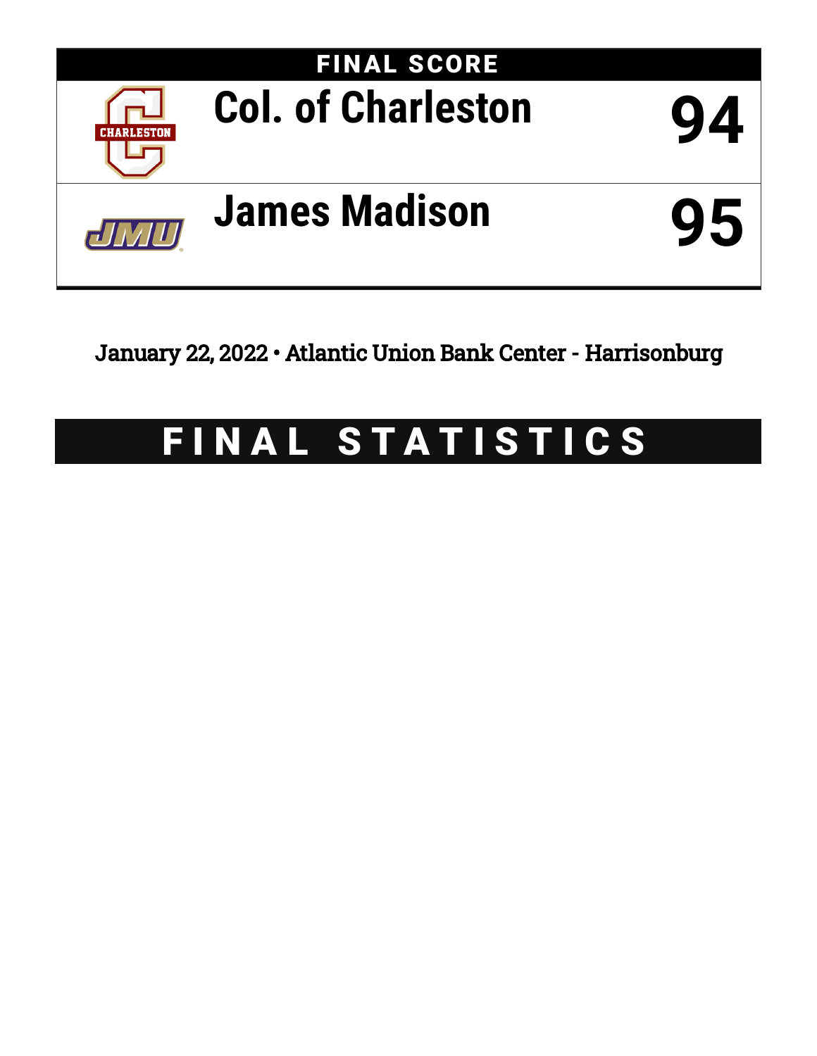# FINAL SCORE

| | |
|---|---|
| Col. of Charleston | 94 |
| James Madison | 95 |

January 22, 2022 • Atlantic Union Bank Center - Harrisonburg

# FINAL STATISTICS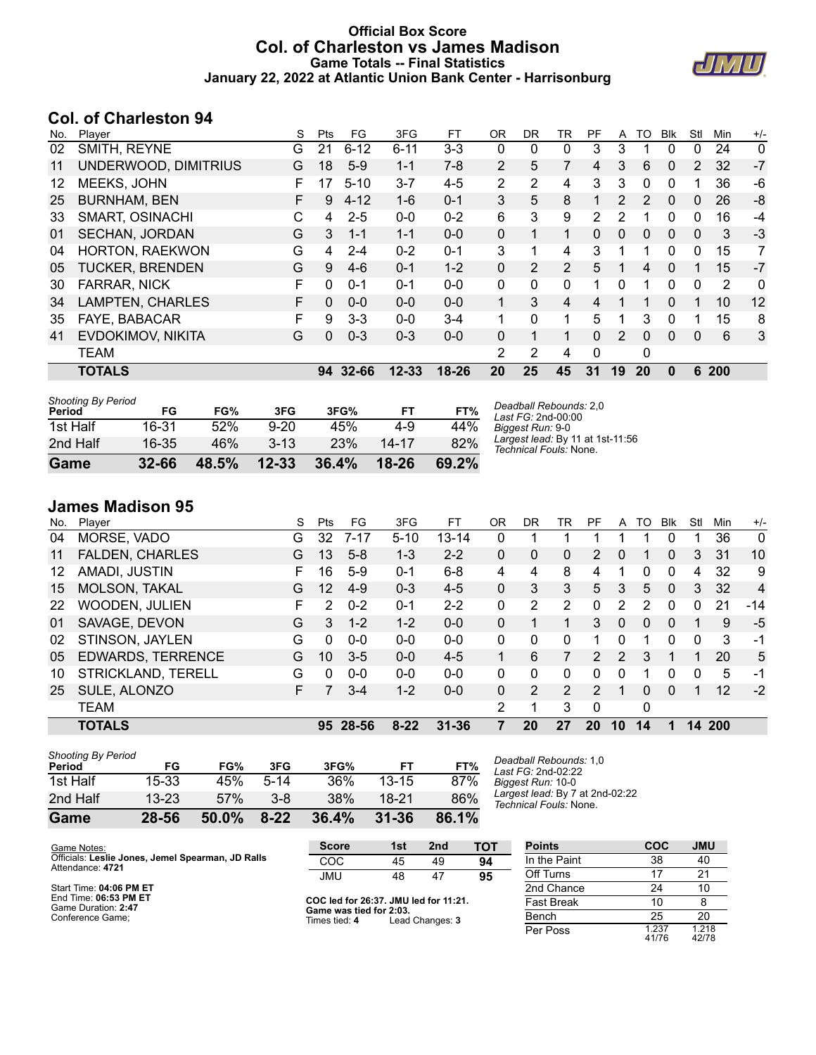# Official Box Score
## Col. of Charleston vs James Madison
### Game Totals -- Final Statistics
### January 22, 2022 at Atlantic Union Bank Center - Harrisonburg

## Col. of Charleston 94

| No. | Player | S | Pts | FG | 3FG | FT | OR | DR | TR | PF | A | TO | Blk | Stl | Min | +/- |
|---|---|---|---|---|---|---|---|---|---|---|---|---|---|---|---|---|
| 02 | SMITH, REYNE | G | 21 | 6-12 | 6-11 | 3-3 | 0 | 0 | 0 | 3 | 3 | 1 | 0 | 0 | 24 | 0 |
| 11 | UNDERWOOD, DIMITRIUS | G | 18 | 5-9 | 1-1 | 7-8 | 2 | 5 | 7 | 4 | 3 | 6 | 0 | 2 | 32 | -7 |
| 12 | MEEKS, JOHN | F | 17 | 5-10 | 3-7 | 4-5 | 2 | 2 | 4 | 3 | 3 | 0 | 0 | 1 | 36 | -6 |
| 25 | BURNHAM, BEN | F | 9 | 4-12 | 1-6 | 0-1 | 3 | 5 | 8 | 1 | 2 | 2 | 0 | 0 | 26 | -8 |
| 33 | SMART, OSINACHI | C | 4 | 2-5 | 0-0 | 0-2 | 6 | 3 | 9 | 2 | 2 | 1 | 0 | 0 | 16 | -4 |
| 01 | SECHAN, JORDAN | G | 3 | 1-1 | 1-1 | 0-0 | 0 | 1 | 1 | 0 | 0 | 0 | 0 | 0 | 3 | -3 |
| 04 | HORTON, RAEKWON | G | 4 | 2-4 | 0-2 | 0-1 | 3 | 1 | 4 | 3 | 1 | 1 | 0 | 0 | 15 | 7 |
| 05 | TUCKER, BRENDEN | G | 9 | 4-6 | 0-1 | 1-2 | 0 | 2 | 2 | 5 | 1 | 4 | 0 | 1 | 15 | -7 |
| 30 | FARRAR, NICK | F | 0 | 0-1 | 0-1 | 0-0 | 0 | 0 | 0 | 1 | 0 | 1 | 0 | 0 | 2 | 0 |
| 34 | LAMPTEN, CHARLES | F | 0 | 0-0 | 0-0 | 0-0 | 1 | 3 | 4 | 4 | 1 | 1 | 0 | 1 | 10 | 12 |
| 35 | FAYE, BABACAR | F | 9 | 3-3 | 0-0 | 3-4 | 1 | 0 | 1 | 5 | 1 | 3 | 0 | 1 | 15 | 8 |
| 41 | EVDOKIMOV, NIKITA | G | 0 | 0-3 | 0-3 | 0-0 | 0 | 1 | 1 | 0 | 2 | 0 | 0 | 0 | 6 | 3 |
| | TEAM | | | | | | 2 | 2 | 4 | 0 | | 0 | | | | |
| | **TOTALS** | | **94** | **32-66** | **12-33** | **18-26** | **20** | **25** | **45** | **31** | **19** | **20** | **0** | **6** | **200** | |

*Shooting By Period*

| Period | FG | FG% | 3FG | 3FG% | FT | FT% |
|---|---|---|---|---|---|---|
| 1st Half | 16-31 | 52% | 9-20 | 45% | 4-9 | 44% |
| 2nd Half | 16-35 | 46% | 3-13 | 23% | 14-17 | 82% |
| **Game** | **32-66** | **48.5%** | **12-33** | **36.4%** | **18-26** | **69.2%** |

*Deadball Rebounds:* 2,0
*Last FG:* 2nd-00:00
*Biggest Run:* 9-0
*Largest lead:* By 11 at 1st-11:56
*Technical Fouls:* None.

## James Madison 95

| No. | Player | S | Pts | FG | 3FG | FT | OR | DR | TR | PF | A | TO | Blk | Stl | Min | +/- |
|---|---|---|---|---|---|---|---|---|---|---|---|---|---|---|---|---|
| 04 | MORSE, VADO | G | 32 | 7-17 | 5-10 | 13-14 | 0 | 1 | 1 | 1 | 1 | 1 | 0 | 1 | 36 | 0 |
| 11 | FALDEN, CHARLES | G | 13 | 5-8 | 1-3 | 2-2 | 0 | 0 | 0 | 2 | 0 | 1 | 0 | 3 | 31 | 10 |
| 12 | AMADI, JUSTIN | F | 16 | 5-9 | 0-1 | 6-8 | 4 | 4 | 8 | 4 | 1 | 0 | 0 | 4 | 32 | 9 |
| 15 | MOLSON, TAKAL | G | 12 | 4-9 | 0-3 | 4-5 | 0 | 3 | 3 | 5 | 3 | 5 | 0 | 3 | 32 | 4 |
| 22 | WOODEN, JULIEN | F | 2 | 0-2 | 0-1 | 2-2 | 0 | 2 | 2 | 0 | 2 | 2 | 0 | 0 | 21 | -14 |
| 01 | SAVAGE, DEVON | G | 3 | 1-2 | 1-2 | 0-0 | 0 | 1 | 1 | 3 | 0 | 0 | 0 | 1 | 9 | -5 |
| 02 | STINSON, JAYLEN | G | 0 | 0-0 | 0-0 | 0-0 | 0 | 0 | 0 | 1 | 0 | 1 | 0 | 0 | 3 | -1 |
| 05 | EDWARDS, TERRENCE | G | 10 | 3-5 | 0-0 | 4-5 | 1 | 6 | 7 | 2 | 2 | 3 | 1 | 1 | 20 | 5 |
| 10 | STRICKLAND, TERELL | G | 0 | 0-0 | 0-0 | 0-0 | 0 | 0 | 0 | 0 | 0 | 1 | 0 | 0 | 5 | -1 |
| 25 | SULE, ALONZO | F | 7 | 3-4 | 1-2 | 0-0 | 0 | 2 | 2 | 2 | 1 | 0 | 0 | 1 | 12 | -2 |
| | TEAM | | | | | | 2 | 1 | 3 | 0 | | 0 | | | | |
| | **TOTALS** | | **95** | **28-56** | **8-22** | **31-36** | **7** | **20** | **27** | **20** | **10** | **14** | **1** | **14** | **200** | |

*Shooting By Period*

| Period | FG | FG% | 3FG | 3FG% | FT | FT% |
|---|---|---|---|---|---|---|
| 1st Half | 15-33 | 45% | 5-14 | 36% | 13-15 | 87% |
| 2nd Half | 13-23 | 57% | 3-8 | 38% | 18-21 | 86% |
| **Game** | **28-56** | **50.0%** | **8-22** | **36.4%** | **31-36** | **86.1%** |

*Deadball Rebounds:* 1,0
*Last FG:* 2nd-02:22
*Biggest Run:* 10-0
*Largest lead:* By 7 at 2nd-02:22
*Technical Fouls:* None.

Game Notes:
Officials: **Leslie Jones, Jemel Spearman, JD Ralls**
Attendance: **4721**

Start Time: **04:06 PM ET**
End Time: **06:53 PM ET**
Game Duration: **2:47**
Conference Game;

| Score | 1st | 2nd | TOT |
|---|---|---|---|
| COC | 45 | 49 | **94** |
| JMU | 48 | 47 | **95** |

**COC led for 26:37. JMU led for 11:21.**
**Game was tied for 2:03.**
Times tied: **4** Lead Changes: **3**

| Points | COC | JMU |
|---|---|---|
| In the Paint | 38 | 40 |
| Off Turns | 17 | 21 |
| 2nd Chance | 24 | 10 |
| Fast Break | 10 | 8 |
| Bench | 25 | 20 |
| Per Poss | 1.237 41/76 | 1.218 42/78 |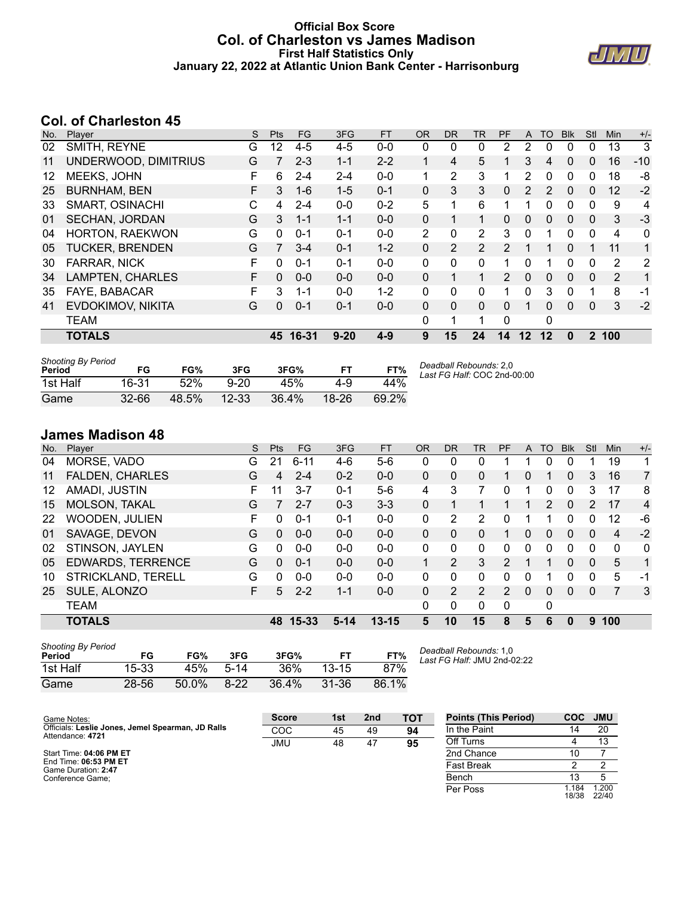# Official Box Score
## Col. of Charleston vs James Madison
### First Half Statistics Only
### January 22, 2022 at Atlantic Union Bank Center - Harrisonburg

## Col. of Charleston 45

| No. | Player | S | Pts | FG | 3FG | FT | OR | DR | TR | PF | A | TO | Blk | Stl | Min | +/- |
|---|---|---|---|---|---|---|---|---|---|---|---|---|---|---|---|---|
| 02 | SMITH, REYNE | G | 12 | 4-5 | 4-5 | 0-0 | 0 | 0 | 0 | 2 | 2 | 0 | 0 | 0 | 13 | 3 |
| 11 | UNDERWOOD, DIMITRIUS | G | 7 | 2-3 | 1-1 | 2-2 | 1 | 4 | 5 | 1 | 3 | 4 | 0 | 0 | 16 | -10 |
| 12 | MEEKS, JOHN | F | 6 | 2-4 | 2-4 | 0-0 | 1 | 2 | 3 | 1 | 2 | 0 | 0 | 0 | 18 | -8 |
| 25 | BURNHAM, BEN | F | 3 | 1-6 | 1-5 | 0-1 | 0 | 3 | 3 | 0 | 2 | 2 | 0 | 0 | 12 | -2 |
| 33 | SMART, OSINACHI | C | 4 | 2-4 | 0-0 | 0-2 | 5 | 1 | 6 | 1 | 1 | 0 | 0 | 0 | 9 | 4 |
| 01 | SECHAN, JORDAN | G | 3 | 1-1 | 1-1 | 0-0 | 0 | 1 | 1 | 0 | 0 | 0 | 0 | 0 | 3 | -3 |
| 04 | HORTON, RAEKWON | G | 0 | 0-1 | 0-1 | 0-0 | 2 | 0 | 2 | 3 | 0 | 1 | 0 | 0 | 4 | 0 |
| 05 | TUCKER, BRENDEN | G | 7 | 3-4 | 0-1 | 1-2 | 0 | 2 | 2 | 2 | 1 | 1 | 0 | 1 | 11 | 1 |
| 30 | FARRAR, NICK | F | 0 | 0-1 | 0-1 | 0-0 | 0 | 0 | 0 | 1 | 0 | 1 | 0 | 0 | 2 | 2 |
| 34 | LAMPTEN, CHARLES | F | 0 | 0-0 | 0-0 | 0-0 | 0 | 1 | 1 | 2 | 0 | 0 | 0 | 0 | 2 | 1 |
| 35 | FAYE, BABACAR | F | 3 | 1-1 | 0-0 | 1-2 | 0 | 0 | 0 | 1 | 0 | 3 | 0 | 1 | 8 | -1 |
| 41 | EVDOKIMOV, NIKITA | G | 0 | 0-1 | 0-1 | 0-0 | 0 | 0 | 0 | 0 | 1 | 0 | 0 | 0 | 3 | -2 |
| | TEAM | | | | | | 0 | 1 | 1 | 0 | | 0 | | | | |
| | **TOTALS** | | **45** | **16-31** | **9-20** | **4-9** | **9** | **15** | **24** | **14** | **12** | **12** | **0** | **2** | **100** | |

| Shooting By Period Period | FG | FG% | 3FG | 3FG% | FT | FT% |
|---|---|---|---|---|---|---|
| 1st Half | 16-31 | 52% | 9-20 | 45% | 4-9 | 44% |
| Game | 32-66 | 48.5% | 12-33 | 36.4% | 18-26 | 69.2% |

*Deadball Rebounds:* 2,0
*Last FG Half:* COC 2nd-00:00

## James Madison 48

| No. | Player | S | Pts | FG | 3FG | FT | OR | DR | TR | PF | A | TO | Blk | Stl | Min | +/- |
|---|---|---|---|---|---|---|---|---|---|---|---|---|---|---|---|---|
| 04 | MORSE, VADO | G | 21 | 6-11 | 4-6 | 5-6 | 0 | 0 | 0 | 1 | 1 | 0 | 0 | 1 | 19 | 1 |
| 11 | FALDEN, CHARLES | G | 4 | 2-4 | 0-2 | 0-0 | 0 | 0 | 0 | 1 | 0 | 1 | 0 | 3 | 16 | 7 |
| 12 | AMADI, JUSTIN | F | 11 | 3-7 | 0-1 | 5-6 | 4 | 3 | 7 | 0 | 1 | 0 | 0 | 3 | 17 | 8 |
| 15 | MOLSON, TAKAL | G | 7 | 2-7 | 0-3 | 3-3 | 0 | 1 | 1 | 1 | 1 | 2 | 0 | 2 | 17 | 4 |
| 22 | WOODEN, JULIEN | F | 0 | 0-1 | 0-1 | 0-0 | 0 | 2 | 2 | 0 | 1 | 1 | 0 | 0 | 12 | -6 |
| 01 | SAVAGE, DEVON | G | 0 | 0-0 | 0-0 | 0-0 | 0 | 0 | 0 | 1 | 0 | 0 | 0 | 0 | 4 | -2 |
| 02 | STINSON, JAYLEN | G | 0 | 0-0 | 0-0 | 0-0 | 0 | 0 | 0 | 0 | 0 | 0 | 0 | 0 | 0 | 0 |
| 05 | EDWARDS, TERRENCE | G | 0 | 0-1 | 0-0 | 0-0 | 1 | 2 | 3 | 2 | 1 | 1 | 0 | 0 | 5 | 1 |
| 10 | STRICKLAND, TERELL | G | 0 | 0-0 | 0-0 | 0-0 | 0 | 0 | 0 | 0 | 0 | 1 | 0 | 0 | 5 | -1 |
| 25 | SULE, ALONZO | F | 5 | 2-2 | 1-1 | 0-0 | 0 | 2 | 2 | 2 | 0 | 0 | 0 | 0 | 7 | 3 |
| | TEAM | | | | | | 0 | 0 | 0 | 0 | | 0 | | | | |
| | **TOTALS** | | **48** | **15-33** | **5-14** | **13-15** | **5** | **10** | **15** | **8** | **5** | **6** | **0** | **9** | **100** | |

| Shooting By Period Period | FG | FG% | 3FG | 3FG% | FT | FT% |
|---|---|---|---|---|---|---|
| 1st Half | 15-33 | 45% | 5-14 | 36% | 13-15 | 87% |
| Game | 28-56 | 50.0% | 8-22 | 36.4% | 31-36 | 86.1% |

*Deadball Rebounds:* 1,0
*Last FG Half:* JMU 2nd-02:22

Game Notes:
Officials: **Leslie Jones, Jemel Spearman, JD Ralls**
Attendance: **4721**

Start Time: **04:06 PM ET**
End Time: **06:53 PM ET**
Game Duration: **2:47**
Conference Game;

| Score | 1st | 2nd | TOT |
|---|---|---|---|
| COC | 45 | 49 | **94** |
| JMU | 48 | 47 | **95** |

| Points (This Period) | COC | JMU |
|---|---|---|
| In the Paint | 14 | 20 |
| Off Turns | 4 | 13 |
| 2nd Chance | 10 | 7 |
| Fast Break | 2 | 2 |
| Bench | 13 | 5 |
| Per Poss | 1.184 18/38 | 1.200 22/40 |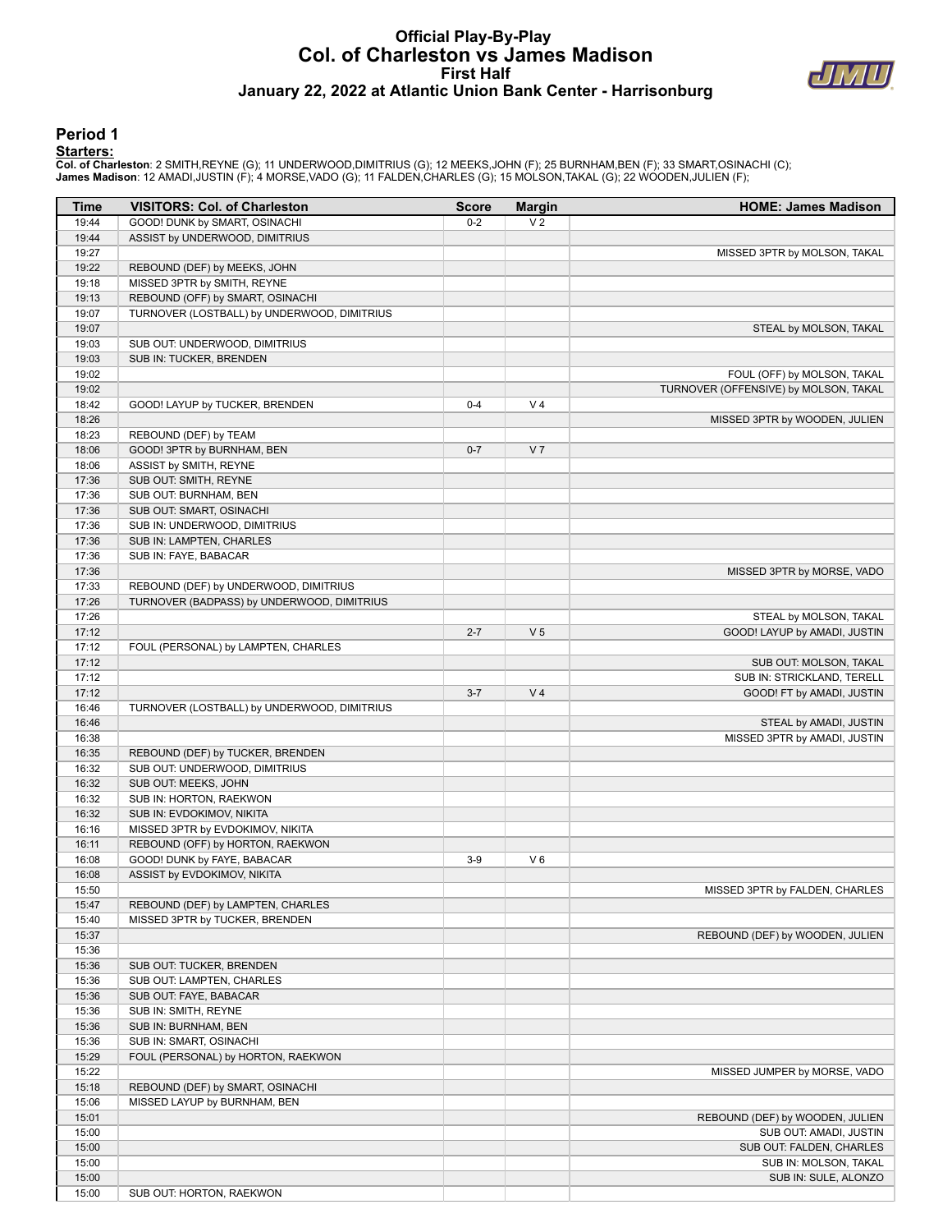# Official Play-By-Play
# Col. of Charleston vs James Madison
## First Half
### January 22, 2022 at Atlantic Union Bank Center - Harrisonburg

## Period 1

**Starters:**

**Col. of Charleston**: 2 SMITH,REYNE (G); 11 UNDERWOOD,DIMITRIUS (G); 12 MEEKS,JOHN (F); 25 BURNHAM,BEN (F); 33 SMART,OSINACHI (C);
**James Madison**: 12 AMADI,JUSTIN (F); 4 MORSE,VADO (G); 11 FALDEN,CHARLES (G); 15 MOLSON,TAKAL (G); 22 WOODEN,JULIEN (F);

| Time | VISITORS: Col. of Charleston | Score | Margin | HOME: James Madison |
|---|---|---|---|---|
| 19:44 | GOOD! DUNK by SMART, OSINACHI | 0-2 | V 2 | |
| 19:44 | ASSIST by UNDERWOOD, DIMITRIUS | | | |
| 19:27 | | | | MISSED 3PTR by MOLSON, TAKAL |
| 19:22 | REBOUND (DEF) by MEEKS, JOHN | | | |
| 19:18 | MISSED 3PTR by SMITH, REYNE | | | |
| 19:13 | REBOUND (OFF) by SMART, OSINACHI | | | |
| 19:07 | TURNOVER (LOSTBALL) by UNDERWOOD, DIMITRIUS | | | |
| 19:07 | | | | STEAL by MOLSON, TAKAL |
| 19:03 | SUB OUT: UNDERWOOD, DIMITRIUS | | | |
| 19:03 | SUB IN: TUCKER, BRENDEN | | | |
| 19:02 | | | | FOUL (OFF) by MOLSON, TAKAL |
| 19:02 | | | | TURNOVER (OFFENSIVE) by MOLSON, TAKAL |
| 18:42 | GOOD! LAYUP by TUCKER, BRENDEN | 0-4 | V 4 | |
| 18:26 | | | | MISSED 3PTR by WOODEN, JULIEN |
| 18:23 | REBOUND (DEF) by TEAM | | | |
| 18:06 | GOOD! 3PTR by BURNHAM, BEN | 0-7 | V 7 | |
| 18:06 | ASSIST by SMITH, REYNE | | | |
| 17:36 | SUB OUT: SMITH, REYNE | | | |
| 17:36 | SUB OUT: BURNHAM, BEN | | | |
| 17:36 | SUB OUT: SMART, OSINACHI | | | |
| 17:36 | SUB IN: UNDERWOOD, DIMITRIUS | | | |
| 17:36 | SUB IN: LAMPTEN, CHARLES | | | |
| 17:36 | SUB IN: FAYE, BABACAR | | | |
| 17:36 | | | | MISSED 3PTR by MORSE, VADO |
| 17:33 | REBOUND (DEF) by UNDERWOOD, DIMITRIUS | | | |
| 17:26 | TURNOVER (BADPASS) by UNDERWOOD, DIMITRIUS | | | |
| 17:26 | | | | STEAL by MOLSON, TAKAL |
| 17:12 | | 2-7 | V 5 | GOOD! LAYUP by AMADI, JUSTIN |
| 17:12 | FOUL (PERSONAL) by LAMPTEN, CHARLES | | | |
| 17:12 | | | | SUB OUT: MOLSON, TAKAL |
| 17:12 | | | | SUB IN: STRICKLAND, TERELL |
| 17:12 | | 3-7 | V 4 | GOOD! FT by AMADI, JUSTIN |
| 16:46 | TURNOVER (LOSTBALL) by UNDERWOOD, DIMITRIUS | | | |
| 16:46 | | | | STEAL by AMADI, JUSTIN |
| 16:38 | | | | MISSED 3PTR by AMADI, JUSTIN |
| 16:35 | REBOUND (DEF) by TUCKER, BRENDEN | | | |
| 16:32 | SUB OUT: UNDERWOOD, DIMITRIUS | | | |
| 16:32 | SUB OUT: MEEKS, JOHN | | | |
| 16:32 | SUB IN: HORTON, RAEKWON | | | |
| 16:32 | SUB IN: EVDOKIMOV, NIKITA | | | |
| 16:16 | MISSED 3PTR by EVDOKIMOV, NIKITA | | | |
| 16:11 | REBOUND (OFF) by HORTON, RAEKWON | | | |
| 16:08 | GOOD! DUNK by FAYE, BABACAR | 3-9 | V 6 | |
| 16:08 | ASSIST by EVDOKIMOV, NIKITA | | | |
| 15:50 | | | | MISSED 3PTR by FALDEN, CHARLES |
| 15:47 | REBOUND (DEF) by LAMPTEN, CHARLES | | | |
| 15:40 | MISSED 3PTR by TUCKER, BRENDEN | | | |
| 15:37 | | | | REBOUND (DEF) by WOODEN, JULIEN |
| 15:36 | | | | |
| 15:36 | SUB OUT: TUCKER, BRENDEN | | | |
| 15:36 | SUB OUT: LAMPTEN, CHARLES | | | |
| 15:36 | SUB OUT: FAYE, BABACAR | | | |
| 15:36 | SUB IN: SMITH, REYNE | | | |
| 15:36 | SUB IN: BURNHAM, BEN | | | |
| 15:36 | SUB IN: SMART, OSINACHI | | | |
| 15:29 | FOUL (PERSONAL) by HORTON, RAEKWON | | | |
| 15:22 | | | | MISSED JUMPER by MORSE, VADO |
| 15:18 | REBOUND (DEF) by SMART, OSINACHI | | | |
| 15:06 | MISSED LAYUP by BURNHAM, BEN | | | |
| 15:01 | | | | REBOUND (DEF) by WOODEN, JULIEN |
| 15:00 | | | | SUB OUT: AMADI, JUSTIN |
| 15:00 | | | | SUB OUT: FALDEN, CHARLES |
| 15:00 | | | | SUB IN: MOLSON, TAKAL |
| 15:00 | | | | SUB IN: SULE, ALONZO |
| 15:00 | SUB OUT: HORTON, RAEKWON | | | |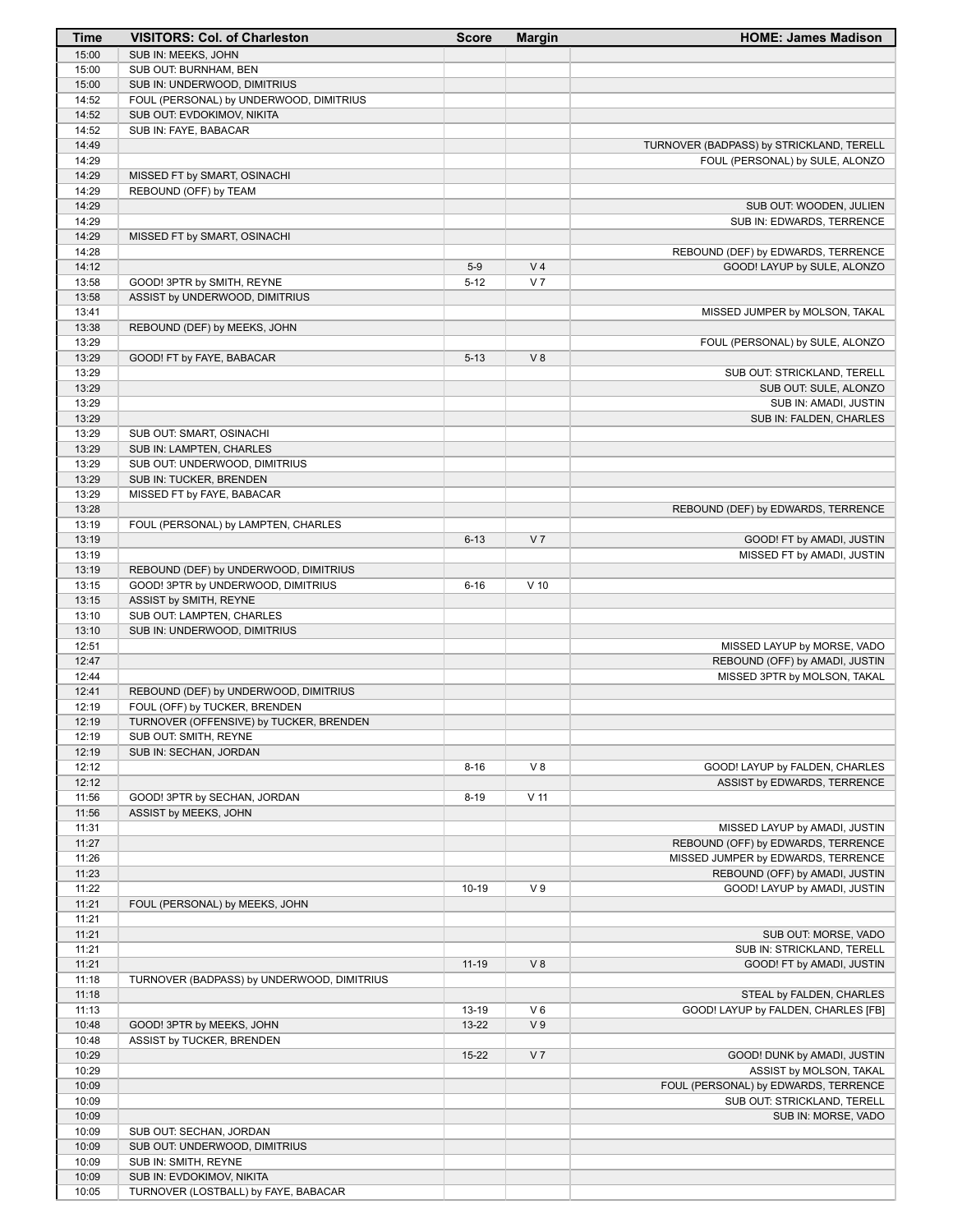| Time | VISITORS: Col. of Charleston | Score | Margin | HOME: James Madison |
|---|---|---|---|---|
| 15:00 | SUB IN: MEEKS, JOHN | | | |
| 15:00 | SUB OUT: BURNHAM, BEN | | | |
| 15:00 | SUB IN: UNDERWOOD, DIMITRIUS | | | |
| 14:52 | FOUL (PERSONAL) by UNDERWOOD, DIMITRIUS | | | |
| 14:52 | SUB OUT: EVDOKIMOV, NIKITA | | | |
| 14:52 | SUB IN: FAYE, BABACAR | | | |
| 14:49 | | | | TURNOVER (BADPASS) by STRICKLAND, TERELL |
| 14:29 | | | | FOUL (PERSONAL) by SULE, ALONZO |
| 14:29 | MISSED FT by SMART, OSINACHI | | | |
| 14:29 | REBOUND (OFF) by TEAM | | | |
| 14:29 | | | | SUB OUT: WOODEN, JULIEN |
| 14:29 | | | | SUB IN: EDWARDS, TERRENCE |
| 14:29 | MISSED FT by SMART, OSINACHI | | | |
| 14:28 | | | | REBOUND (DEF) by EDWARDS, TERRENCE |
| 14:12 | | 5-9 | V 4 | GOOD! LAYUP by SULE, ALONZO |
| 13:58 | GOOD! 3PTR by SMITH, REYNE | 5-12 | V 7 | |
| 13:58 | ASSIST by UNDERWOOD, DIMITRIUS | | | |
| 13:41 | | | | MISSED JUMPER by MOLSON, TAKAL |
| 13:38 | REBOUND (DEF) by MEEKS, JOHN | | | |
| 13:29 | | | | FOUL (PERSONAL) by SULE, ALONZO |
| 13:29 | GOOD! FT by FAYE, BABACAR | 5-13 | V 8 | |
| 13:29 | | | | SUB OUT: STRICKLAND, TERELL |
| 13:29 | | | | SUB OUT: SULE, ALONZO |
| 13:29 | | | | SUB IN: AMADI, JUSTIN |
| 13:29 | | | | SUB IN: FALDEN, CHARLES |
| 13:29 | SUB OUT: SMART, OSINACHI | | | |
| 13:29 | SUB IN: LAMPTEN, CHARLES | | | |
| 13:29 | SUB OUT: UNDERWOOD, DIMITRIUS | | | |
| 13:29 | SUB IN: TUCKER, BRENDEN | | | |
| 13:29 | MISSED FT by FAYE, BABACAR | | | |
| 13:28 | | | | REBOUND (DEF) by EDWARDS, TERRENCE |
| 13:19 | FOUL (PERSONAL) by LAMPTEN, CHARLES | | | |
| 13:19 | | 6-13 | V 7 | GOOD! FT by AMADI, JUSTIN |
| 13:19 | | | | MISSED FT by AMADI, JUSTIN |
| 13:19 | REBOUND (DEF) by UNDERWOOD, DIMITRIUS | | | |
| 13:15 | GOOD! 3PTR by UNDERWOOD, DIMITRIUS | 6-16 | V 10 | |
| 13:15 | ASSIST by SMITH, REYNE | | | |
| 13:10 | SUB OUT: LAMPTEN, CHARLES | | | |
| 13:10 | SUB IN: UNDERWOOD, DIMITRIUS | | | |
| 12:51 | | | | MISSED LAYUP by MORSE, VADO |
| 12:47 | | | | REBOUND (OFF) by AMADI, JUSTIN |
| 12:44 | | | | MISSED 3PTR by MOLSON, TAKAL |
| 12:41 | REBOUND (DEF) by UNDERWOOD, DIMITRIUS | | | |
| 12:19 | FOUL (OFF) by TUCKER, BRENDEN | | | |
| 12:19 | TURNOVER (OFFENSIVE) by TUCKER, BRENDEN | | | |
| 12:19 | SUB OUT: SMITH, REYNE | | | |
| 12:19 | SUB IN: SECHAN, JORDAN | | | |
| 12:12 | | 8-16 | V 8 | GOOD! LAYUP by FALDEN, CHARLES |
| 12:12 | | | | ASSIST by EDWARDS, TERRENCE |
| 11:56 | GOOD! 3PTR by SECHAN, JORDAN | 8-19 | V 11 | |
| 11:56 | ASSIST by MEEKS, JOHN | | | |
| 11:31 | | | | MISSED LAYUP by AMADI, JUSTIN |
| 11:27 | | | | REBOUND (OFF) by EDWARDS, TERRENCE |
| 11:26 | | | | MISSED JUMPER by EDWARDS, TERRENCE |
| 11:23 | | | | REBOUND (OFF) by AMADI, JUSTIN |
| 11:22 | | 10-19 | V 9 | GOOD! LAYUP by AMADI, JUSTIN |
| 11:21 | FOUL (PERSONAL) by MEEKS, JOHN | | | |
| 11:21 | | | | |
| 11:21 | | | | SUB OUT: MORSE, VADO |
| 11:21 | | | | SUB IN: STRICKLAND, TERELL |
| 11:21 | | 11-19 | V 8 | GOOD! FT by AMADI, JUSTIN |
| 11:18 | TURNOVER (BADPASS) by UNDERWOOD, DIMITRIUS | | | |
| 11:18 | | | | STEAL by FALDEN, CHARLES |
| 11:13 | | 13-19 | V 6 | GOOD! LAYUP by FALDEN, CHARLES [FB] |
| 10:48 | GOOD! 3PTR by MEEKS, JOHN | 13-22 | V 9 | |
| 10:48 | ASSIST by TUCKER, BRENDEN | | | |
| 10:29 | | 15-22 | V 7 | GOOD! DUNK by AMADI, JUSTIN |
| 10:29 | | | | ASSIST by MOLSON, TAKAL |
| 10:09 | | | | FOUL (PERSONAL) by EDWARDS, TERRENCE |
| 10:09 | | | | SUB OUT: STRICKLAND, TERELL |
| 10:09 | | | | SUB IN: MORSE, VADO |
| 10:09 | SUB OUT: SECHAN, JORDAN | | | |
| 10:09 | SUB OUT: UNDERWOOD, DIMITRIUS | | | |
| 10:09 | SUB IN: SMITH, REYNE | | | |
| 10:09 | SUB IN: EVDOKIMOV, NIKITA | | | |
| 10:05 | TURNOVER (LOSTBALL) by FAYE, BABACAR | | | |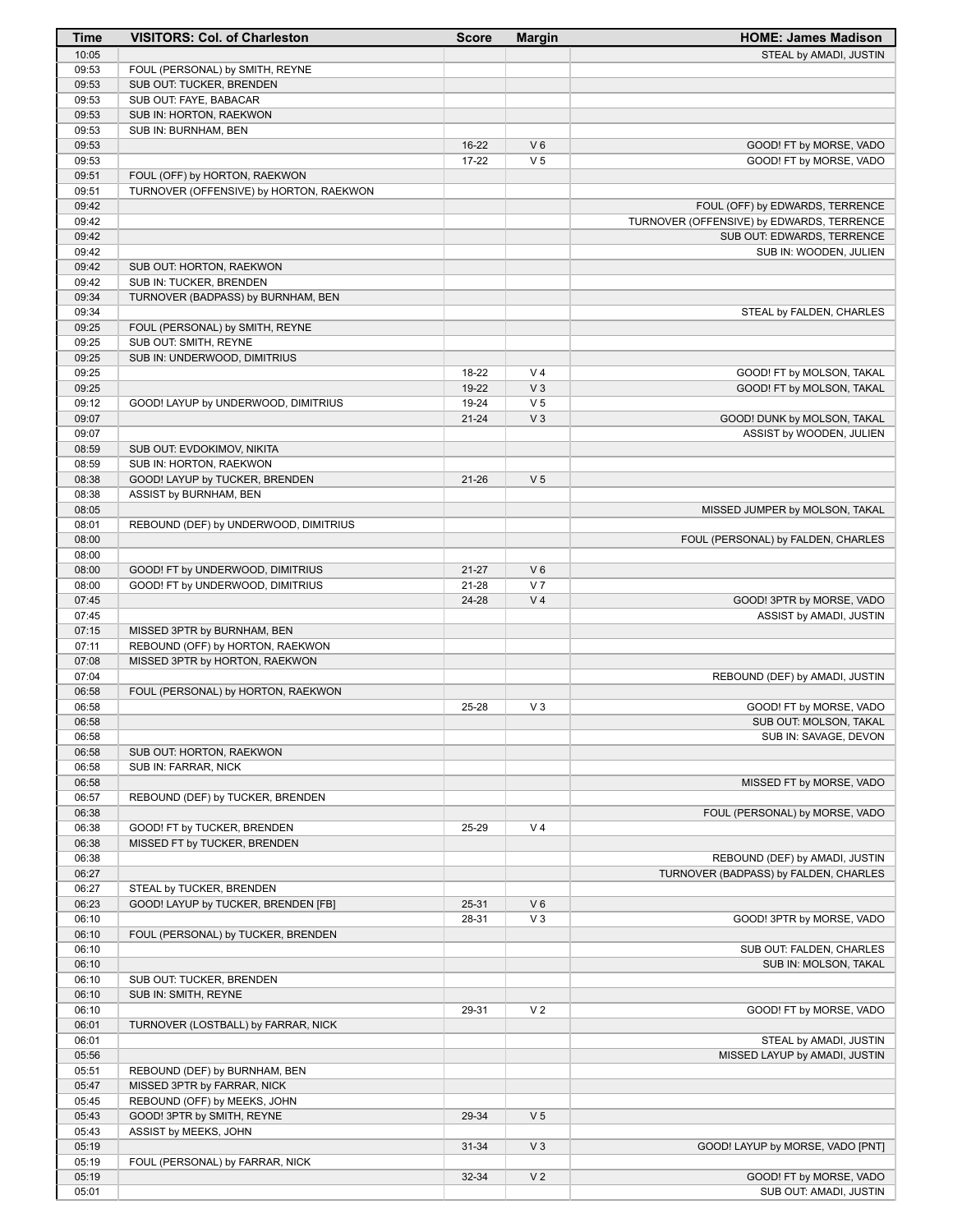| Time | VISITORS: Col. of Charleston | Score | Margin | HOME: James Madison |
|---|---|---|---|---|
| 10:05 | | | | STEAL by AMADI, JUSTIN |
| 09:53 | FOUL (PERSONAL) by SMITH, REYNE | | | |
| 09:53 | SUB OUT: TUCKER, BRENDEN | | | |
| 09:53 | SUB OUT: FAYE, BABACAR | | | |
| 09:53 | SUB IN: HORTON, RAEKWON | | | |
| 09:53 | SUB IN: BURNHAM, BEN | | | |
| 09:53 | | 16-22 | V 6 | GOOD! FT by MORSE, VADO |
| 09:53 | | 17-22 | V 5 | GOOD! FT by MORSE, VADO |
| 09:51 | FOUL (OFF) by HORTON, RAEKWON | | | |
| 09:51 | TURNOVER (OFFENSIVE) by HORTON, RAEKWON | | | |
| 09:42 | | | | FOUL (OFF) by EDWARDS, TERRENCE |
| 09:42 | | | | TURNOVER (OFFENSIVE) by EDWARDS, TERRENCE |
| 09:42 | | | | SUB OUT: EDWARDS, TERRENCE |
| 09:42 | | | | SUB IN: WOODEN, JULIEN |
| 09:42 | SUB OUT: HORTON, RAEKWON | | | |
| 09:42 | SUB IN: TUCKER, BRENDEN | | | |
| 09:34 | TURNOVER (BADPASS) by BURNHAM, BEN | | | |
| 09:34 | | | | STEAL by FALDEN, CHARLES |
| 09:25 | FOUL (PERSONAL) by SMITH, REYNE | | | |
| 09:25 | SUB OUT: SMITH, REYNE | | | |
| 09:25 | SUB IN: UNDERWOOD, DIMITRIUS | | | |
| 09:25 | | 18-22 | V 4 | GOOD! FT by MOLSON, TAKAL |
| 09:25 | | 19-22 | V 3 | GOOD! FT by MOLSON, TAKAL |
| 09:12 | GOOD! LAYUP by UNDERWOOD, DIMITRIUS | 19-24 | V 5 | |
| 09:07 | | 21-24 | V 3 | GOOD! DUNK by MOLSON, TAKAL |
| 09:07 | | | | ASSIST by WOODEN, JULIEN |
| 08:59 | SUB OUT: EVDOKIMOV, NIKITA | | | |
| 08:59 | SUB IN: HORTON, RAEKWON | | | |
| 08:38 | GOOD! LAYUP by TUCKER, BRENDEN | 21-26 | V 5 | |
| 08:38 | ASSIST by BURNHAM, BEN | | | |
| 08:05 | | | | MISSED JUMPER by MOLSON, TAKAL |
| 08:01 | REBOUND (DEF) by UNDERWOOD, DIMITRIUS | | | |
| 08:00 | | | | FOUL (PERSONAL) by FALDEN, CHARLES |
| 08:00 | | | | |
| 08:00 | GOOD! FT by UNDERWOOD, DIMITRIUS | 21-27 | V 6 | |
| 08:00 | GOOD! FT by UNDERWOOD, DIMITRIUS | 21-28 | V 7 | |
| 07:45 | | 24-28 | V 4 | GOOD! 3PTR by MORSE, VADO |
| 07:45 | | | | ASSIST by AMADI, JUSTIN |
| 07:15 | MISSED 3PTR by BURNHAM, BEN | | | |
| 07:11 | REBOUND (OFF) by HORTON, RAEKWON | | | |
| 07:08 | MISSED 3PTR by HORTON, RAEKWON | | | |
| 07:04 | | | | REBOUND (DEF) by AMADI, JUSTIN |
| 06:58 | FOUL (PERSONAL) by HORTON, RAEKWON | | | |
| 06:58 | | 25-28 | V 3 | GOOD! FT by MORSE, VADO |
| 06:58 | | | | SUB OUT: MOLSON, TAKAL |
| 06:58 | | | | SUB IN: SAVAGE, DEVON |
| 06:58 | SUB OUT: HORTON, RAEKWON | | | |
| 06:58 | SUB IN: FARRAR, NICK | | | |
| 06:58 | | | | MISSED FT by MORSE, VADO |
| 06:57 | REBOUND (DEF) by TUCKER, BRENDEN | | | |
| 06:38 | | | | FOUL (PERSONAL) by MORSE, VADO |
| 06:38 | GOOD! FT by TUCKER, BRENDEN | 25-29 | V 4 | |
| 06:38 | MISSED FT by TUCKER, BRENDEN | | | |
| 06:38 | | | | REBOUND (DEF) by AMADI, JUSTIN |
| 06:27 | | | | TURNOVER (BADPASS) by FALDEN, CHARLES |
| 06:27 | STEAL by TUCKER, BRENDEN | | | |
| 06:23 | GOOD! LAYUP by TUCKER, BRENDEN [FB] | 25-31 | V 6 | |
| 06:10 | | 28-31 | V 3 | GOOD! 3PTR by MORSE, VADO |
| 06:10 | FOUL (PERSONAL) by TUCKER, BRENDEN | | | |
| 06:10 | | | | SUB OUT: FALDEN, CHARLES |
| 06:10 | | | | SUB IN: MOLSON, TAKAL |
| 06:10 | SUB OUT: TUCKER, BRENDEN | | | |
| 06:10 | SUB IN: SMITH, REYNE | | | |
| 06:10 | | 29-31 | V 2 | GOOD! FT by MORSE, VADO |
| 06:01 | TURNOVER (LOSTBALL) by FARRAR, NICK | | | |
| 06:01 | | | | STEAL by AMADI, JUSTIN |
| 05:56 | | | | MISSED LAYUP by AMADI, JUSTIN |
| 05:51 | REBOUND (DEF) by BURNHAM, BEN | | | |
| 05:47 | MISSED 3PTR by FARRAR, NICK | | | |
| 05:45 | REBOUND (OFF) by MEEKS, JOHN | | | |
| 05:43 | GOOD! 3PTR by SMITH, REYNE | 29-34 | V 5 | |
| 05:43 | ASSIST by MEEKS, JOHN | | | |
| 05:19 | | 31-34 | V 3 | GOOD! LAYUP by MORSE, VADO [PNT] |
| 05:19 | FOUL (PERSONAL) by FARRAR, NICK | | | |
| 05:19 | | 32-34 | V 2 | GOOD! FT by MORSE, VADO |
| 05:01 | | | | SUB OUT: AMADI, JUSTIN |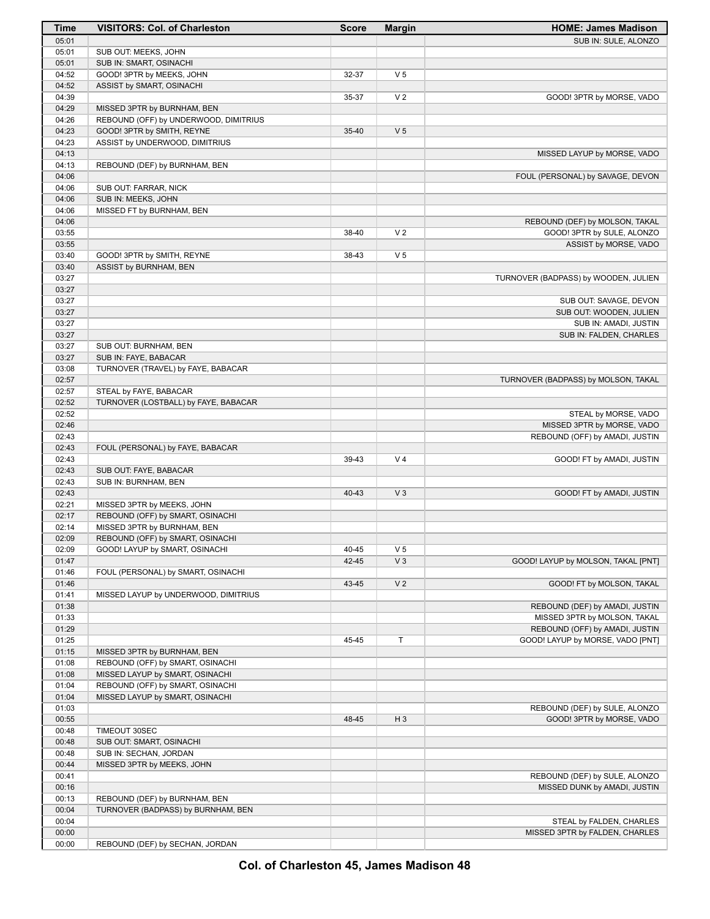| Time | VISITORS: Col. of Charleston | Score | Margin | HOME: James Madison |
|---|---|---|---|---|
| 05:01 | | | | SUB IN: SULE, ALONZO |
| 05:01 | SUB OUT: MEEKS, JOHN | | | |
| 05:01 | SUB IN: SMART, OSINACHI | | | |
| 04:52 | GOOD! 3PTR by MEEKS, JOHN | 32-37 | V 5 | |
| 04:52 | ASSIST by SMART, OSINACHI | | | |
| 04:39 | | 35-37 | V 2 | GOOD! 3PTR by MORSE, VADO |
| 04:29 | MISSED 3PTR by BURNHAM, BEN | | | |
| 04:26 | REBOUND (OFF) by UNDERWOOD, DIMITRIUS | | | |
| 04:23 | GOOD! 3PTR by SMITH, REYNE | 35-40 | V 5 | |
| 04:23 | ASSIST by UNDERWOOD, DIMITRIUS | | | |
| 04:13 | | | | MISSED LAYUP by MORSE, VADO |
| 04:13 | REBOUND (DEF) by BURNHAM, BEN | | | |
| 04:06 | | | | FOUL (PERSONAL) by SAVAGE, DEVON |
| 04:06 | SUB OUT: FARRAR, NICK | | | |
| 04:06 | SUB IN: MEEKS, JOHN | | | |
| 04:06 | MISSED FT by BURNHAM, BEN | | | |
| 04:06 | | | | REBOUND (DEF) by MOLSON, TAKAL |
| 03:55 | | 38-40 | V 2 | GOOD! 3PTR by SULE, ALONZO |
| 03:55 | | | | ASSIST by MORSE, VADO |
| 03:40 | GOOD! 3PTR by SMITH, REYNE | 38-43 | V 5 | |
| 03:40 | ASSIST by BURNHAM, BEN | | | |
| 03:27 | | | | TURNOVER (BADPASS) by WOODEN, JULIEN |
| 03:27 | | | | |
| 03:27 | | | | SUB OUT: SAVAGE, DEVON |
| 03:27 | | | | SUB OUT: WOODEN, JULIEN |
| 03:27 | | | | SUB IN: AMADI, JUSTIN |
| 03:27 | | | | SUB IN: FALDEN, CHARLES |
| 03:27 | SUB OUT: BURNHAM, BEN | | | |
| 03:27 | SUB IN: FAYE, BABACAR | | | |
| 03:08 | TURNOVER (TRAVEL) by FAYE, BABACAR | | | |
| 02:57 | | | | TURNOVER (BADPASS) by MOLSON, TAKAL |
| 02:57 | STEAL by FAYE, BABACAR | | | |
| 02:52 | TURNOVER (LOSTBALL) by FAYE, BABACAR | | | |
| 02:52 | | | | STEAL by MORSE, VADO |
| 02:46 | | | | MISSED 3PTR by MORSE, VADO |
| 02:43 | | | | REBOUND (OFF) by AMADI, JUSTIN |
| 02:43 | FOUL (PERSONAL) by FAYE, BABACAR | | | |
| 02:43 | | 39-43 | V 4 | GOOD! FT by AMADI, JUSTIN |
| 02:43 | SUB OUT: FAYE, BABACAR | | | |
| 02:43 | SUB IN: BURNHAM, BEN | | | |
| 02:43 | | 40-43 | V 3 | GOOD! FT by AMADI, JUSTIN |
| 02:21 | MISSED 3PTR by MEEKS, JOHN | | | |
| 02:17 | REBOUND (OFF) by SMART, OSINACHI | | | |
| 02:14 | MISSED 3PTR by BURNHAM, BEN | | | |
| 02:09 | REBOUND (OFF) by SMART, OSINACHI | | | |
| 02:09 | GOOD! LAYUP by SMART, OSINACHI | 40-45 | V 5 | |
| 01:47 | | 42-45 | V 3 | GOOD! LAYUP by MOLSON, TAKAL [PNT] |
| 01:46 | FOUL (PERSONAL) by SMART, OSINACHI | | | |
| 01:46 | | 43-45 | V 2 | GOOD! FT by MOLSON, TAKAL |
| 01:41 | MISSED LAYUP by UNDERWOOD, DIMITRIUS | | | |
| 01:38 | | | | REBOUND (DEF) by AMADI, JUSTIN |
| 01:33 | | | | MISSED 3PTR by MOLSON, TAKAL |
| 01:29 | | | | REBOUND (OFF) by AMADI, JUSTIN |
| 01:25 | | 45-45 | T | GOOD! LAYUP by MORSE, VADO [PNT] |
| 01:15 | MISSED 3PTR by BURNHAM, BEN | | | |
| 01:08 | REBOUND (OFF) by SMART, OSINACHI | | | |
| 01:08 | MISSED LAYUP by SMART, OSINACHI | | | |
| 01:04 | REBOUND (OFF) by SMART, OSINACHI | | | |
| 01:04 | MISSED LAYUP by SMART, OSINACHI | | | |
| 01:03 | | | | REBOUND (DEF) by SULE, ALONZO |
| 00:55 | | 48-45 | H 3 | GOOD! 3PTR by MORSE, VADO |
| 00:48 | TIMEOUT 30SEC | | | |
| 00:48 | SUB OUT: SMART, OSINACHI | | | |
| 00:48 | SUB IN: SECHAN, JORDAN | | | |
| 00:44 | MISSED 3PTR by MEEKS, JOHN | | | |
| 00:41 | | | | REBOUND (DEF) by SULE, ALONZO |
| 00:16 | | | | MISSED DUNK by AMADI, JUSTIN |
| 00:13 | REBOUND (DEF) by BURNHAM, BEN | | | |
| 00:04 | TURNOVER (BADPASS) by BURNHAM, BEN | | | |
| 00:04 | | | | STEAL by FALDEN, CHARLES |
| 00:00 | | | | MISSED 3PTR by FALDEN, CHARLES |
| 00:00 | REBOUND (DEF) by SECHAN, JORDAN | | | |

**Col. of Charleston 45, James Madison 48**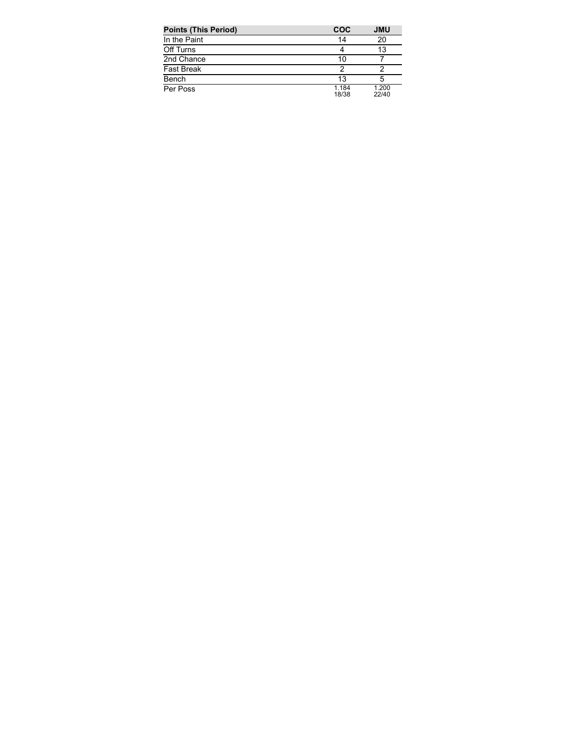| Points (This Period) | COC | JMU |
| --- | --- | --- |
| In the Paint | 14 | 20 |
| Off Turns | 4 | 13 |
| 2nd Chance | 10 | 7 |
| Fast Break | 2 | 2 |
| Bench | 13 | 5 |
| Per Poss | 1.184 18/38 | 1.200 22/40 |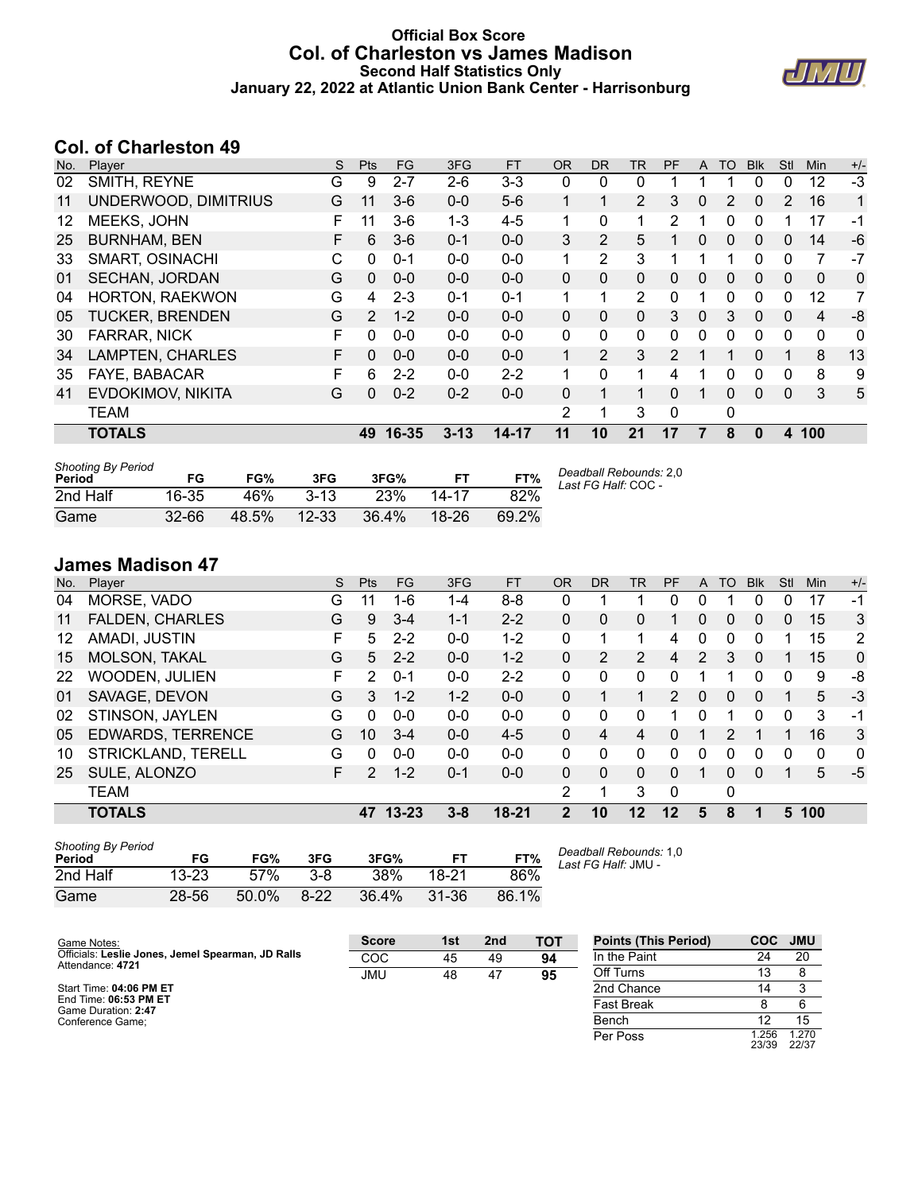# Official Box Score
## Col. of Charleston vs James Madison
### Second Half Statistics Only
### January 22, 2022 at Atlantic Union Bank Center - Harrisonburg

## Col. of Charleston 49

| No. | Player | S | Pts | FG | 3FG | FT | OR | DR | TR | PF | A | TO | Blk | Stl | Min | +/- |
|---|---|---|---|---|---|---|---|---|---|---|---|---|---|---|---|---|
| 02 | SMITH, REYNE | G | 9 | 2-7 | 2-6 | 3-3 | 0 | 0 | 0 | 1 | 1 | 1 | 0 | 0 | 12 | -3 |
| 11 | UNDERWOOD, DIMITRIUS | G | 11 | 3-6 | 0-0 | 5-6 | 1 | 1 | 2 | 3 | 0 | 2 | 0 | 2 | 16 | 1 |
| 12 | MEEKS, JOHN | F | 11 | 3-6 | 1-3 | 4-5 | 1 | 0 | 1 | 2 | 1 | 0 | 0 | 1 | 17 | -1 |
| 25 | BURNHAM, BEN | F | 6 | 3-6 | 0-1 | 0-0 | 3 | 2 | 5 | 1 | 0 | 0 | 0 | 0 | 14 | -6 |
| 33 | SMART, OSINACHI | C | 0 | 0-1 | 0-0 | 0-0 | 1 | 2 | 3 | 1 | 1 | 1 | 0 | 0 | 7 | -7 |
| 01 | SECHAN, JORDAN | G | 0 | 0-0 | 0-0 | 0-0 | 0 | 0 | 0 | 0 | 0 | 0 | 0 | 0 | 0 | 0 |
| 04 | HORTON, RAEKWON | G | 4 | 2-3 | 0-1 | 0-1 | 1 | 1 | 2 | 0 | 1 | 0 | 0 | 0 | 12 | 7 |
| 05 | TUCKER, BRENDEN | G | 2 | 1-2 | 0-0 | 0-0 | 0 | 0 | 0 | 3 | 0 | 3 | 0 | 0 | 4 | -8 |
| 30 | FARRAR, NICK | F | 0 | 0-0 | 0-0 | 0-0 | 0 | 0 | 0 | 0 | 0 | 0 | 0 | 0 | 0 | 0 |
| 34 | LAMPTEN, CHARLES | F | 0 | 0-0 | 0-0 | 0-0 | 1 | 2 | 3 | 2 | 1 | 1 | 0 | 1 | 8 | 13 |
| 35 | FAYE, BABACAR | F | 6 | 2-2 | 0-0 | 2-2 | 1 | 0 | 1 | 4 | 1 | 0 | 0 | 0 | 8 | 9 |
| 41 | EVDOKIMOV, NIKITA | G | 0 | 0-2 | 0-2 | 0-0 | 0 | 1 | 1 | 0 | 1 | 0 | 0 | 0 | 3 | 5 |
| | TEAM | | | | | | 2 | 1 | 3 | 0 | | 0 | | | | |
| | **TOTALS** | | **49** | **16-35** | **3-13** | **14-17** | **11** | **10** | **21** | **17** | **7** | **8** | **0** | **4** | **100** | |

*Shooting By Period*

| Period | FG | FG% | 3FG | 3FG% | FT | FT% |
|---|---|---|---|---|---|---|
| 2nd Half | 16-35 | 46% | 3-13 | 23% | 14-17 | 82% |
| Game | 32-66 | 48.5% | 12-33 | 36.4% | 18-26 | 69.2% |

*Deadball Rebounds:* 2,0
*Last FG Half:* COC -

## James Madison 47

| No. | Player | S | Pts | FG | 3FG | FT | OR | DR | TR | PF | A | TO | Blk | Stl | Min | +/- |
|---|---|---|---|---|---|---|---|---|---|---|---|---|---|---|---|---|
| 04 | MORSE, VADO | G | 11 | 1-6 | 1-4 | 8-8 | 0 | 1 | 1 | 0 | 0 | 1 | 0 | 0 | 17 | -1 |
| 11 | FALDEN, CHARLES | G | 9 | 3-4 | 1-1 | 2-2 | 0 | 0 | 0 | 1 | 0 | 0 | 0 | 0 | 15 | 3 |
| 12 | AMADI, JUSTIN | F | 5 | 2-2 | 0-0 | 1-2 | 0 | 1 | 1 | 4 | 0 | 0 | 0 | 1 | 15 | 2 |
| 15 | MOLSON, TAKAL | G | 5 | 2-2 | 0-0 | 1-2 | 0 | 2 | 2 | 4 | 2 | 3 | 0 | 1 | 15 | 0 |
| 22 | WOODEN, JULIEN | F | 2 | 0-1 | 0-0 | 2-2 | 0 | 0 | 0 | 0 | 1 | 1 | 0 | 0 | 9 | -8 |
| 01 | SAVAGE, DEVON | G | 3 | 1-2 | 1-2 | 0-0 | 0 | 1 | 1 | 2 | 0 | 0 | 0 | 1 | 5 | -3 |
| 02 | STINSON, JAYLEN | G | 0 | 0-0 | 0-0 | 0-0 | 0 | 0 | 0 | 1 | 0 | 1 | 0 | 0 | 3 | -1 |
| 05 | EDWARDS, TERRENCE | G | 10 | 3-4 | 0-0 | 4-5 | 0 | 4 | 4 | 0 | 1 | 2 | 1 | 1 | 16 | 3 |
| 10 | STRICKLAND, TERELL | G | 0 | 0-0 | 0-0 | 0-0 | 0 | 0 | 0 | 0 | 0 | 0 | 0 | 0 | 0 | 0 |
| 25 | SULE, ALONZO | F | 2 | 1-2 | 0-1 | 0-0 | 0 | 0 | 0 | 0 | 1 | 0 | 0 | 1 | 5 | -5 |
| | TEAM | | | | | | 2 | 1 | 3 | 0 | | 0 | | | | |
| | **TOTALS** | | **47** | **13-23** | **3-8** | **18-21** | **2** | **10** | **12** | **12** | **5** | **8** | **1** | **5** | **100** | |

*Shooting By Period*

| Period | FG | FG% | 3FG | 3FG% | FT | FT% |
|---|---|---|---|---|---|---|
| 2nd Half | 13-23 | 57% | 3-8 | 38% | 18-21 | 86% |
| Game | 28-56 | 50.0% | 8-22 | 36.4% | 31-36 | 86.1% |

*Deadball Rebounds:* 1,0
*Last FG Half:* JMU -

Game Notes:
Officials: **Leslie Jones, Jemel Spearman, JD Ralls**
Attendance: **4721**

Start Time: **04:06 PM ET**
End Time: **06:53 PM ET**
Game Duration: **2:47**
Conference Game;

| Score | 1st | 2nd | TOT |
|---|---|---|---|
| COC | 45 | 49 | **94** |
| JMU | 48 | 47 | **95** |

| Points (This Period) | COC | JMU |
|---|---|---|
| In the Paint | 24 | 20 |
| Off Turns | 13 | 8 |
| 2nd Chance | 14 | 3 |
| Fast Break | 8 | 6 |
| Bench | 12 | 15 |
| Per Poss | 1.256 23/39 | 1.270 22/37 |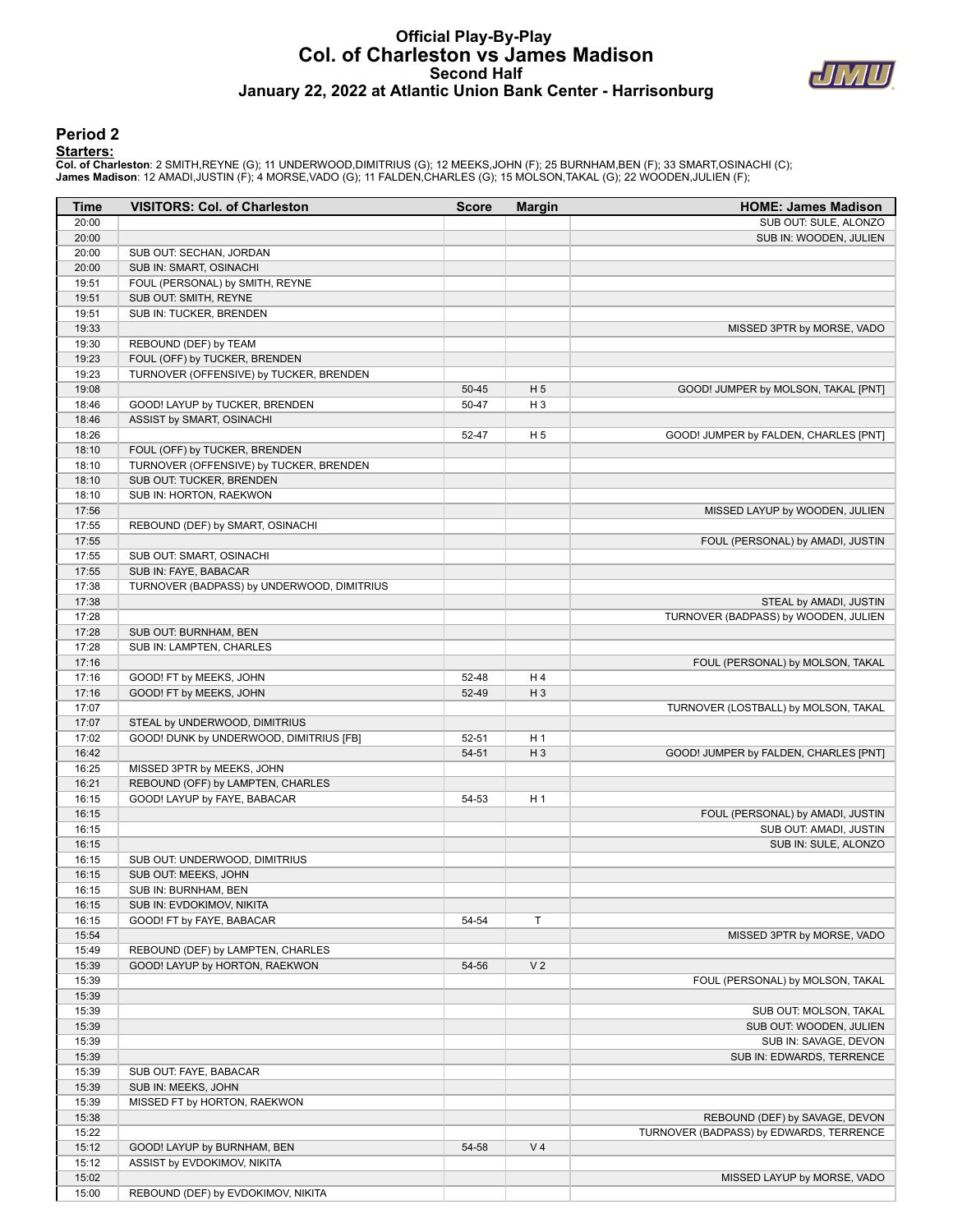# Official Play-By-Play
# Col. of Charleston vs James Madison
## Second Half
### January 22, 2022 at Atlantic Union Bank Center - Harrisonburg

## Period 2

**Starters:**

**Col. of Charleston**: 2 SMITH,REYNE (G); 11 UNDERWOOD,DIMITRIUS (G); 12 MEEKS,JOHN (F); 25 BURNHAM,BEN (F); 33 SMART,OSINACHI (C);
**James Madison**: 12 AMADI,JUSTIN (F); 4 MORSE,VADO (G); 11 FALDEN,CHARLES (G); 15 MOLSON,TAKAL (G); 22 WOODEN,JULIEN (F);

| Time | VISITORS: Col. of Charleston | Score | Margin | HOME: James Madison |
|---|---|---|---|---|
| 20:00 | | | | SUB OUT: SULE, ALONZO |
| 20:00 | | | | SUB IN: WOODEN, JULIEN |
| 20:00 | SUB OUT: SECHAN, JORDAN | | | |
| 20:00 | SUB IN: SMART, OSINACHI | | | |
| 19:51 | FOUL (PERSONAL) by SMITH, REYNE | | | |
| 19:51 | SUB OUT: SMITH, REYNE | | | |
| 19:51 | SUB IN: TUCKER, BRENDEN | | | |
| 19:33 | | | | MISSED 3PTR by MORSE, VADO |
| 19:30 | REBOUND (DEF) by TEAM | | | |
| 19:23 | FOUL (OFF) by TUCKER, BRENDEN | | | |
| 19:23 | TURNOVER (OFFENSIVE) by TUCKER, BRENDEN | | | |
| 19:08 | | 50-45 | H 5 | GOOD! JUMPER by MOLSON, TAKAL [PNT] |
| 18:46 | GOOD! LAYUP by TUCKER, BRENDEN | 50-47 | H 3 | |
| 18:46 | ASSIST by SMART, OSINACHI | | | |
| 18:26 | | 52-47 | H 5 | GOOD! JUMPER by FALDEN, CHARLES [PNT] |
| 18:10 | FOUL (OFF) by TUCKER, BRENDEN | | | |
| 18:10 | TURNOVER (OFFENSIVE) by TUCKER, BRENDEN | | | |
| 18:10 | SUB OUT: TUCKER, BRENDEN | | | |
| 18:10 | SUB IN: HORTON, RAEKWON | | | |
| 17:56 | | | | MISSED LAYUP by WOODEN, JULIEN |
| 17:55 | REBOUND (DEF) by SMART, OSINACHI | | | |
| 17:55 | | | | FOUL (PERSONAL) by AMADI, JUSTIN |
| 17:55 | SUB OUT: SMART, OSINACHI | | | |
| 17:55 | SUB IN: FAYE, BABACAR | | | |
| 17:38 | TURNOVER (BADPASS) by UNDERWOOD, DIMITRIUS | | | |
| 17:38 | | | | STEAL by AMADI, JUSTIN |
| 17:28 | | | | TURNOVER (BADPASS) by WOODEN, JULIEN |
| 17:28 | SUB OUT: BURNHAM, BEN | | | |
| 17:28 | SUB IN: LAMPTEN, CHARLES | | | |
| 17:16 | | | | FOUL (PERSONAL) by MOLSON, TAKAL |
| 17:16 | GOOD! FT by MEEKS, JOHN | 52-48 | H 4 | |
| 17:16 | GOOD! FT by MEEKS, JOHN | 52-49 | H 3 | |
| 17:07 | | | | TURNOVER (LOSTBALL) by MOLSON, TAKAL |
| 17:07 | STEAL by UNDERWOOD, DIMITRIUS | | | |
| 17:02 | GOOD! DUNK by UNDERWOOD, DIMITRIUS [FB] | 52-51 | H 1 | |
| 16:42 | | 54-51 | H 3 | GOOD! JUMPER by FALDEN, CHARLES [PNT] |
| 16:25 | MISSED 3PTR by MEEKS, JOHN | | | |
| 16:21 | REBOUND (OFF) by LAMPTEN, CHARLES | | | |
| 16:15 | GOOD! LAYUP by FAYE, BABACAR | 54-53 | H 1 | |
| 16:15 | | | | FOUL (PERSONAL) by AMADI, JUSTIN |
| 16:15 | | | | SUB OUT: AMADI, JUSTIN |
| 16:15 | | | | SUB IN: SULE, ALONZO |
| 16:15 | SUB OUT: UNDERWOOD, DIMITRIUS | | | |
| 16:15 | SUB OUT: MEEKS, JOHN | | | |
| 16:15 | SUB IN: BURNHAM, BEN | | | |
| 16:15 | SUB IN: EVDOKIMOV, NIKITA | | | |
| 16:15 | GOOD! FT by FAYE, BABACAR | 54-54 | T | |
| 15:54 | | | | MISSED 3PTR by MORSE, VADO |
| 15:49 | REBOUND (DEF) by LAMPTEN, CHARLES | | | |
| 15:39 | GOOD! LAYUP by HORTON, RAEKWON | 54-56 | V 2 | |
| 15:39 | | | | FOUL (PERSONAL) by MOLSON, TAKAL |
| 15:39 | | | | |
| 15:39 | | | | SUB OUT: MOLSON, TAKAL |
| 15:39 | | | | SUB OUT: WOODEN, JULIEN |
| 15:39 | | | | SUB IN: SAVAGE, DEVON |
| 15:39 | | | | SUB IN: EDWARDS, TERRENCE |
| 15:39 | SUB OUT: FAYE, BABACAR | | | |
| 15:39 | SUB IN: MEEKS, JOHN | | | |
| 15:39 | MISSED FT by HORTON, RAEKWON | | | |
| 15:38 | | | | REBOUND (DEF) by SAVAGE, DEVON |
| 15:22 | | | | TURNOVER (BADPASS) by EDWARDS, TERRENCE |
| 15:12 | GOOD! LAYUP by BURNHAM, BEN | 54-58 | V 4 | |
| 15:12 | ASSIST by EVDOKIMOV, NIKITA | | | |
| 15:02 | | | | MISSED LAYUP by MORSE, VADO |
| 15:00 | REBOUND (DEF) by EVDOKIMOV, NIKITA | | | |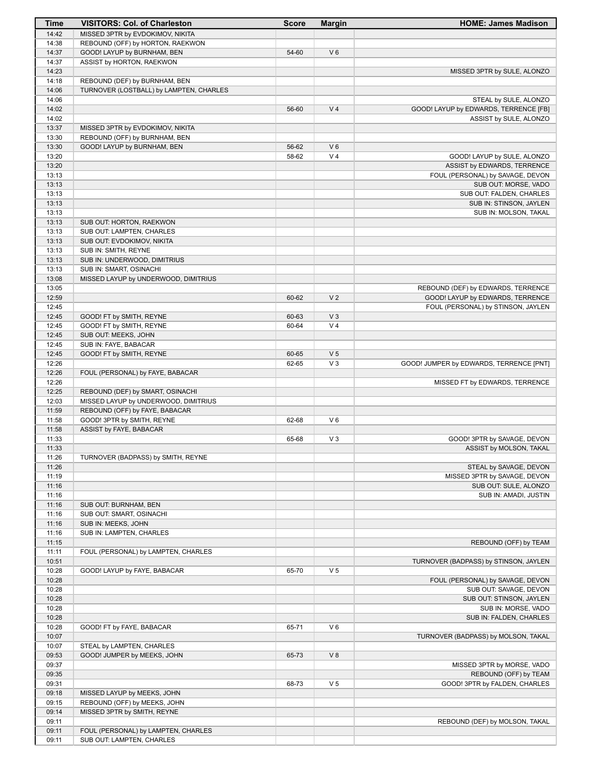| Time | VISITORS: Col. of Charleston | Score | Margin | HOME: James Madison |
|---|---|---|---|---|
| 14:42 | MISSED 3PTR by EVDOKIMOV, NIKITA | | | |
| 14:38 | REBOUND (OFF) by HORTON, RAEKWON | | | |
| 14:37 | GOOD! LAYUP by BURNHAM, BEN | 54-60 | V 6 | |
| 14:37 | ASSIST by HORTON, RAEKWON | | | |
| 14:23 | | | | MISSED 3PTR by SULE, ALONZO |
| 14:18 | REBOUND (DEF) by BURNHAM, BEN | | | |
| 14:06 | TURNOVER (LOSTBALL) by LAMPTEN, CHARLES | | | |
| 14:06 | | | | STEAL by SULE, ALONZO |
| 14:02 | | 56-60 | V 4 | GOOD! LAYUP by EDWARDS, TERRENCE [FB] |
| 14:02 | | | | ASSIST by SULE, ALONZO |
| 13:37 | MISSED 3PTR by EVDOKIMOV, NIKITA | | | |
| 13:30 | REBOUND (OFF) by BURNHAM, BEN | | | |
| 13:30 | GOOD! LAYUP by BURNHAM, BEN | 56-62 | V 6 | |
| 13:20 | | 58-62 | V 4 | GOOD! LAYUP by SULE, ALONZO |
| 13:20 | | | | ASSIST by EDWARDS, TERRENCE |
| 13:13 | | | | FOUL (PERSONAL) by SAVAGE, DEVON |
| 13:13 | | | | SUB OUT: MORSE, VADO |
| 13:13 | | | | SUB OUT: FALDEN, CHARLES |
| 13:13 | | | | SUB IN: STINSON, JAYLEN |
| 13:13 | | | | SUB IN: MOLSON, TAKAL |
| 13:13 | SUB OUT: HORTON, RAEKWON | | | |
| 13:13 | SUB OUT: LAMPTEN, CHARLES | | | |
| 13:13 | SUB OUT: EVDOKIMOV, NIKITA | | | |
| 13:13 | SUB IN: SMITH, REYNE | | | |
| 13:13 | SUB IN: UNDERWOOD, DIMITRIUS | | | |
| 13:13 | SUB IN: SMART, OSINACHI | | | |
| 13:08 | MISSED LAYUP by UNDERWOOD, DIMITRIUS | | | |
| 13:05 | | | | REBOUND (DEF) by EDWARDS, TERRENCE |
| 12:59 | | 60-62 | V 2 | GOOD! LAYUP by EDWARDS, TERRENCE |
| 12:45 | | | | FOUL (PERSONAL) by STINSON, JAYLEN |
| 12:45 | GOOD! FT by SMITH, REYNE | 60-63 | V 3 | |
| 12:45 | GOOD! FT by SMITH, REYNE | 60-64 | V 4 | |
| 12:45 | SUB OUT: MEEKS, JOHN | | | |
| 12:45 | SUB IN: FAYE, BABACAR | | | |
| 12:45 | GOOD! FT by SMITH, REYNE | 60-65 | V 5 | |
| 12:26 | | 62-65 | V 3 | GOOD! JUMPER by EDWARDS, TERRENCE [PNT] |
| 12:26 | FOUL (PERSONAL) by FAYE, BABACAR | | | |
| 12:26 | | | | MISSED FT by EDWARDS, TERRENCE |
| 12:25 | REBOUND (DEF) by SMART, OSINACHI | | | |
| 12:03 | MISSED LAYUP by UNDERWOOD, DIMITRIUS | | | |
| 11:59 | REBOUND (OFF) by FAYE, BABACAR | | | |
| 11:58 | GOOD! 3PTR by SMITH, REYNE | 62-68 | V 6 | |
| 11:58 | ASSIST by FAYE, BABACAR | | | |
| 11:33 | | 65-68 | V 3 | GOOD! 3PTR by SAVAGE, DEVON |
| 11:33 | | | | ASSIST by MOLSON, TAKAL |
| 11:26 | TURNOVER (BADPASS) by SMITH, REYNE | | | |
| 11:26 | | | | STEAL by SAVAGE, DEVON |
| 11:19 | | | | MISSED 3PTR by SAVAGE, DEVON |
| 11:16 | | | | SUB OUT: SULE, ALONZO |
| 11:16 | | | | SUB IN: AMADI, JUSTIN |
| 11:16 | SUB OUT: BURNHAM, BEN | | | |
| 11:16 | SUB OUT: SMART, OSINACHI | | | |
| 11:16 | SUB IN: MEEKS, JOHN | | | |
| 11:16 | SUB IN: LAMPTEN, CHARLES | | | |
| 11:15 | | | | REBOUND (OFF) by TEAM |
| 11:11 | FOUL (PERSONAL) by LAMPTEN, CHARLES | | | |
| 10:51 | | | | TURNOVER (BADPASS) by STINSON, JAYLEN |
| 10:28 | GOOD! LAYUP by FAYE, BABACAR | 65-70 | V 5 | |
| 10:28 | | | | FOUL (PERSONAL) by SAVAGE, DEVON |
| 10:28 | | | | SUB OUT: SAVAGE, DEVON |
| 10:28 | | | | SUB OUT: STINSON, JAYLEN |
| 10:28 | | | | SUB IN: MORSE, VADO |
| 10:28 | | | | SUB IN: FALDEN, CHARLES |
| 10:28 | GOOD! FT by FAYE, BABACAR | 65-71 | V 6 | |
| 10:07 | | | | TURNOVER (BADPASS) by MOLSON, TAKAL |
| 10:07 | STEAL by LAMPTEN, CHARLES | | | |
| 09:53 | GOOD! JUMPER by MEEKS, JOHN | 65-73 | V 8 | |
| 09:37 | | | | MISSED 3PTR by MORSE, VADO |
| 09:35 | | | | REBOUND (OFF) by TEAM |
| 09:31 | | 68-73 | V 5 | GOOD! 3PTR by FALDEN, CHARLES |
| 09:18 | MISSED LAYUP by MEEKS, JOHN | | | |
| 09:15 | REBOUND (OFF) by MEEKS, JOHN | | | |
| 09:14 | MISSED 3PTR by SMITH, REYNE | | | |
| 09:11 | | | | REBOUND (DEF) by MOLSON, TAKAL |
| 09:11 | FOUL (PERSONAL) by LAMPTEN, CHARLES | | | |
| 09:11 | SUB OUT: LAMPTEN, CHARLES | | | |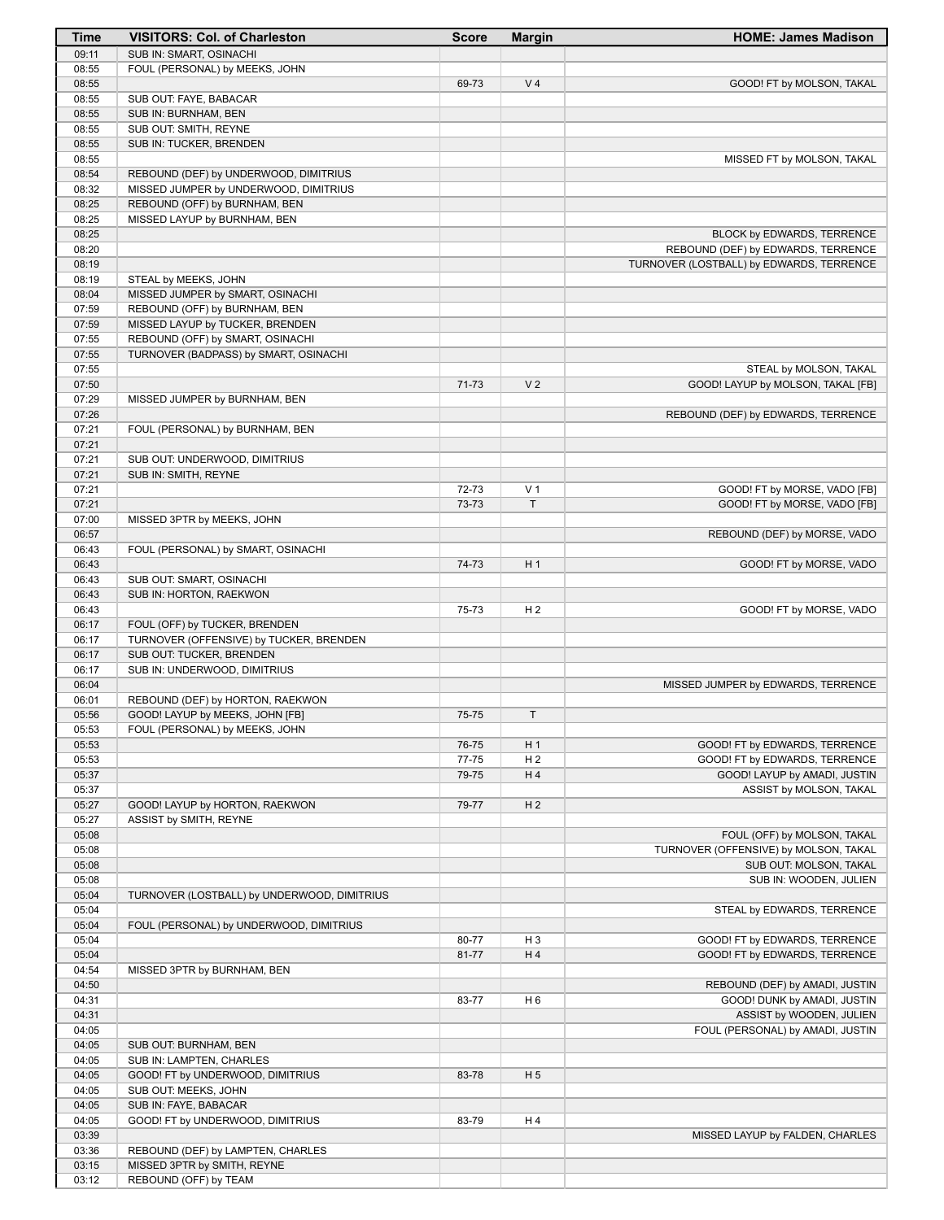| Time | VISITORS: Col. of Charleston | Score | Margin | HOME: James Madison |
|---|---|---|---|---|
| 09:11 | SUB IN: SMART, OSINACHI | | | |
| 08:55 | FOUL (PERSONAL) by MEEKS, JOHN | | | |
| 08:55 | | 69-73 | V 4 | GOOD! FT by MOLSON, TAKAL |
| 08:55 | SUB OUT: FAYE, BABACAR | | | |
| 08:55 | SUB IN: BURNHAM, BEN | | | |
| 08:55 | SUB OUT: SMITH, REYNE | | | |
| 08:55 | SUB IN: TUCKER, BRENDEN | | | |
| 08:55 | | | | MISSED FT by MOLSON, TAKAL |
| 08:54 | REBOUND (DEF) by UNDERWOOD, DIMITRIUS | | | |
| 08:32 | MISSED JUMPER by UNDERWOOD, DIMITRIUS | | | |
| 08:25 | REBOUND (OFF) by BURNHAM, BEN | | | |
| 08:25 | MISSED LAYUP by BURNHAM, BEN | | | |
| 08:25 | | | | BLOCK by EDWARDS, TERRENCE |
| 08:20 | | | | REBOUND (DEF) by EDWARDS, TERRENCE |
| 08:19 | | | | TURNOVER (LOSTBALL) by EDWARDS, TERRENCE |
| 08:19 | STEAL by MEEKS, JOHN | | | |
| 08:04 | MISSED JUMPER by SMART, OSINACHI | | | |
| 07:59 | REBOUND (OFF) by BURNHAM, BEN | | | |
| 07:59 | MISSED LAYUP by TUCKER, BRENDEN | | | |
| 07:55 | REBOUND (OFF) by SMART, OSINACHI | | | |
| 07:55 | TURNOVER (BADPASS) by SMART, OSINACHI | | | |
| 07:55 | | | | STEAL by MOLSON, TAKAL |
| 07:50 | | 71-73 | V 2 | GOOD! LAYUP by MOLSON, TAKAL [FB] |
| 07:29 | MISSED JUMPER by BURNHAM, BEN | | | |
| 07:26 | | | | REBOUND (DEF) by EDWARDS, TERRENCE |
| 07:21 | FOUL (PERSONAL) by BURNHAM, BEN | | | |
| 07:21 | | | | |
| 07:21 | SUB OUT: UNDERWOOD, DIMITRIUS | | | |
| 07:21 | SUB IN: SMITH, REYNE | | | |
| 07:21 | | 72-73 | V 1 | GOOD! FT by MORSE, VADO [FB] |
| 07:21 | | 73-73 | T | GOOD! FT by MORSE, VADO [FB] |
| 07:00 | MISSED 3PTR by MEEKS, JOHN | | | |
| 06:57 | | | | REBOUND (DEF) by MORSE, VADO |
| 06:43 | FOUL (PERSONAL) by SMART, OSINACHI | | | |
| 06:43 | | 74-73 | H 1 | GOOD! FT by MORSE, VADO |
| 06:43 | SUB OUT: SMART, OSINACHI | | | |
| 06:43 | SUB IN: HORTON, RAEKWON | | | |
| 06:43 | | 75-73 | H 2 | GOOD! FT by MORSE, VADO |
| 06:17 | FOUL (OFF) by TUCKER, BRENDEN | | | |
| 06:17 | TURNOVER (OFFENSIVE) by TUCKER, BRENDEN | | | |
| 06:17 | SUB OUT: TUCKER, BRENDEN | | | |
| 06:17 | SUB IN: UNDERWOOD, DIMITRIUS | | | |
| 06:04 | | | | MISSED JUMPER by EDWARDS, TERRENCE |
| 06:01 | REBOUND (DEF) by HORTON, RAEKWON | | | |
| 05:56 | GOOD! LAYUP by MEEKS, JOHN [FB] | 75-75 | T | |
| 05:53 | FOUL (PERSONAL) by MEEKS, JOHN | | | |
| 05:53 | | 76-75 | H 1 | GOOD! FT by EDWARDS, TERRENCE |
| 05:53 | | 77-75 | H 2 | GOOD! FT by EDWARDS, TERRENCE |
| 05:37 | | 79-75 | H 4 | GOOD! LAYUP by AMADI, JUSTIN |
| 05:37 | | | | ASSIST by MOLSON, TAKAL |
| 05:27 | GOOD! LAYUP by HORTON, RAEKWON | 79-77 | H 2 | |
| 05:27 | ASSIST by SMITH, REYNE | | | |
| 05:08 | | | | FOUL (OFF) by MOLSON, TAKAL |
| 05:08 | | | | TURNOVER (OFFENSIVE) by MOLSON, TAKAL |
| 05:08 | | | | SUB OUT: MOLSON, TAKAL |
| 05:08 | | | | SUB IN: WOODEN, JULIEN |
| 05:04 | TURNOVER (LOSTBALL) by UNDERWOOD, DIMITRIUS | | | |
| 05:04 | | | | STEAL by EDWARDS, TERRENCE |
| 05:04 | FOUL (PERSONAL) by UNDERWOOD, DIMITRIUS | | | |
| 05:04 | | 80-77 | H 3 | GOOD! FT by EDWARDS, TERRENCE |
| 05:04 | | 81-77 | H 4 | GOOD! FT by EDWARDS, TERRENCE |
| 04:54 | MISSED 3PTR by BURNHAM, BEN | | | |
| 04:50 | | | | REBOUND (DEF) by AMADI, JUSTIN |
| 04:31 | | 83-77 | H 6 | GOOD! DUNK by AMADI, JUSTIN |
| 04:31 | | | | ASSIST by WOODEN, JULIEN |
| 04:05 | | | | FOUL (PERSONAL) by AMADI, JUSTIN |
| 04:05 | SUB OUT: BURNHAM, BEN | | | |
| 04:05 | SUB IN: LAMPTEN, CHARLES | | | |
| 04:05 | GOOD! FT by UNDERWOOD, DIMITRIUS | 83-78 | H 5 | |
| 04:05 | SUB OUT: MEEKS, JOHN | | | |
| 04:05 | SUB IN: FAYE, BABACAR | | | |
| 04:05 | GOOD! FT by UNDERWOOD, DIMITRIUS | 83-79 | H 4 | |
| 03:39 | | | | MISSED LAYUP by FALDEN, CHARLES |
| 03:36 | REBOUND (DEF) by LAMPTEN, CHARLES | | | |
| 03:15 | MISSED 3PTR by SMITH, REYNE | | | |
| 03:12 | REBOUND (OFF) by TEAM | | | |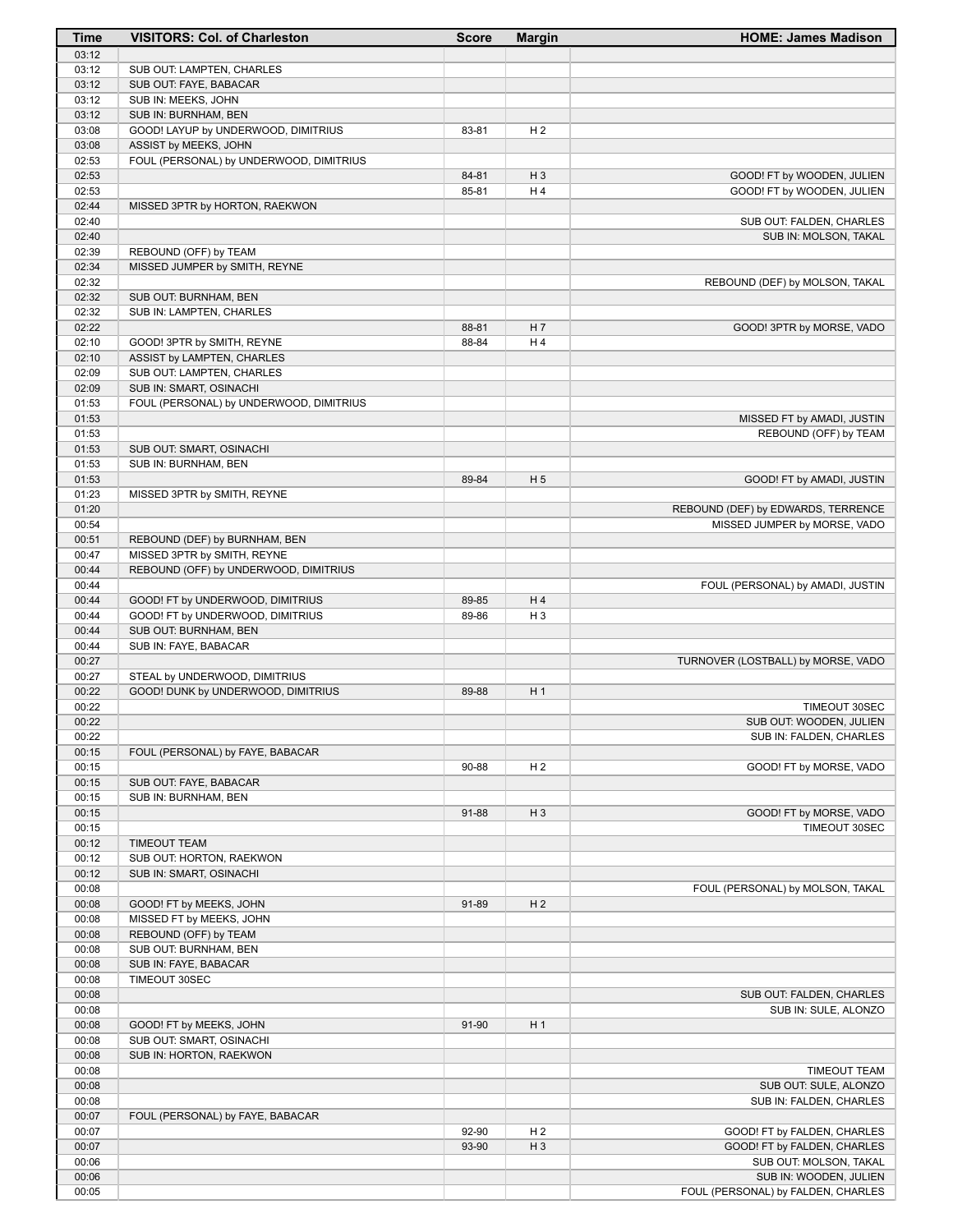| Time | VISITORS: Col. of Charleston | Score | Margin | HOME: James Madison |
| --- | --- | --- | --- | --- |
| 03:12 | | | | |
| 03:12 | SUB OUT: LAMPTEN, CHARLES | | | |
| 03:12 | SUB OUT: FAYE, BABACAR | | | |
| 03:12 | SUB IN: MEEKS, JOHN | | | |
| 03:12 | SUB IN: BURNHAM, BEN | | | |
| 03:08 | GOOD! LAYUP by UNDERWOOD, DIMITRIUS | 83-81 | H 2 | |
| 03:08 | ASSIST by MEEKS, JOHN | | | |
| 02:53 | FOUL (PERSONAL) by UNDERWOOD, DIMITRIUS | | | |
| 02:53 | | 84-81 | H 3 | GOOD! FT by WOODEN, JULIEN |
| 02:53 | | 85-81 | H 4 | GOOD! FT by WOODEN, JULIEN |
| 02:44 | MISSED 3PTR by HORTON, RAEKWON | | | |
| 02:40 | | | | SUB OUT: FALDEN, CHARLES |
| 02:40 | | | | SUB IN: MOLSON, TAKAL |
| 02:39 | REBOUND (OFF) by TEAM | | | |
| 02:34 | MISSED JUMPER by SMITH, REYNE | | | |
| 02:32 | | | | REBOUND (DEF) by MOLSON, TAKAL |
| 02:32 | SUB OUT: BURNHAM, BEN | | | |
| 02:32 | SUB IN: LAMPTEN, CHARLES | | | |
| 02:22 | | 88-81 | H 7 | GOOD! 3PTR by MORSE, VADO |
| 02:10 | GOOD! 3PTR by SMITH, REYNE | 88-84 | H 4 | |
| 02:10 | ASSIST by LAMPTEN, CHARLES | | | |
| 02:09 | SUB OUT: LAMPTEN, CHARLES | | | |
| 02:09 | SUB IN: SMART, OSINACHI | | | |
| 01:53 | FOUL (PERSONAL) by UNDERWOOD, DIMITRIUS | | | |
| 01:53 | | | | MISSED FT by AMADI, JUSTIN |
| 01:53 | | | | REBOUND (OFF) by TEAM |
| 01:53 | SUB OUT: SMART, OSINACHI | | | |
| 01:53 | SUB IN: BURNHAM, BEN | | | |
| 01:53 | | 89-84 | H 5 | GOOD! FT by AMADI, JUSTIN |
| 01:23 | MISSED 3PTR by SMITH, REYNE | | | |
| 01:20 | | | | REBOUND (DEF) by EDWARDS, TERRENCE |
| 00:54 | | | | MISSED JUMPER by MORSE, VADO |
| 00:51 | REBOUND (DEF) by BURNHAM, BEN | | | |
| 00:47 | MISSED 3PTR by SMITH, REYNE | | | |
| 00:44 | REBOUND (OFF) by UNDERWOOD, DIMITRIUS | | | |
| 00:44 | | | | FOUL (PERSONAL) by AMADI, JUSTIN |
| 00:44 | GOOD! FT by UNDERWOOD, DIMITRIUS | 89-85 | H 4 | |
| 00:44 | GOOD! FT by UNDERWOOD, DIMITRIUS | 89-86 | H 3 | |
| 00:44 | SUB OUT: BURNHAM, BEN | | | |
| 00:44 | SUB IN: FAYE, BABACAR | | | |
| 00:27 | | | | TURNOVER (LOSTBALL) by MORSE, VADO |
| 00:27 | STEAL by UNDERWOOD, DIMITRIUS | | | |
| 00:22 | GOOD! DUNK by UNDERWOOD, DIMITRIUS | 89-88 | H 1 | |
| 00:22 | | | | TIMEOUT 30SEC |
| 00:22 | | | | SUB OUT: WOODEN, JULIEN |
| 00:22 | | | | SUB IN: FALDEN, CHARLES |
| 00:15 | FOUL (PERSONAL) by FAYE, BABACAR | | | |
| 00:15 | | 90-88 | H 2 | GOOD! FT by MORSE, VADO |
| 00:15 | SUB OUT: FAYE, BABACAR | | | |
| 00:15 | SUB IN: BURNHAM, BEN | | | |
| 00:15 | | 91-88 | H 3 | GOOD! FT by MORSE, VADO |
| 00:15 | | | | TIMEOUT 30SEC |
| 00:12 | TIMEOUT TEAM | | | |
| 00:12 | SUB OUT: HORTON, RAEKWON | | | |
| 00:12 | SUB IN: SMART, OSINACHI | | | |
| 00:08 | | | | FOUL (PERSONAL) by MOLSON, TAKAL |
| 00:08 | GOOD! FT by MEEKS, JOHN | 91-89 | H 2 | |
| 00:08 | MISSED FT by MEEKS, JOHN | | | |
| 00:08 | REBOUND (OFF) by TEAM | | | |
| 00:08 | SUB OUT: BURNHAM, BEN | | | |
| 00:08 | SUB IN: FAYE, BABACAR | | | |
| 00:08 | TIMEOUT 30SEC | | | |
| 00:08 | | | | SUB OUT: FALDEN, CHARLES |
| 00:08 | | | | SUB IN: SULE, ALONZO |
| 00:08 | GOOD! FT by MEEKS, JOHN | 91-90 | H 1 | |
| 00:08 | SUB OUT: SMART, OSINACHI | | | |
| 00:08 | SUB IN: HORTON, RAEKWON | | | |
| 00:08 | | | | TIMEOUT TEAM |
| 00:08 | | | | SUB OUT: SULE, ALONZO |
| 00:08 | | | | SUB IN: FALDEN, CHARLES |
| 00:07 | FOUL (PERSONAL) by FAYE, BABACAR | | | |
| 00:07 | | 92-90 | H 2 | GOOD! FT by FALDEN, CHARLES |
| 00:07 | | 93-90 | H 3 | GOOD! FT by FALDEN, CHARLES |
| 00:06 | | | | SUB OUT: MOLSON, TAKAL |
| 00:06 | | | | SUB IN: WOODEN, JULIEN |
| 00:05 | | | | FOUL (PERSONAL) by FALDEN, CHARLES |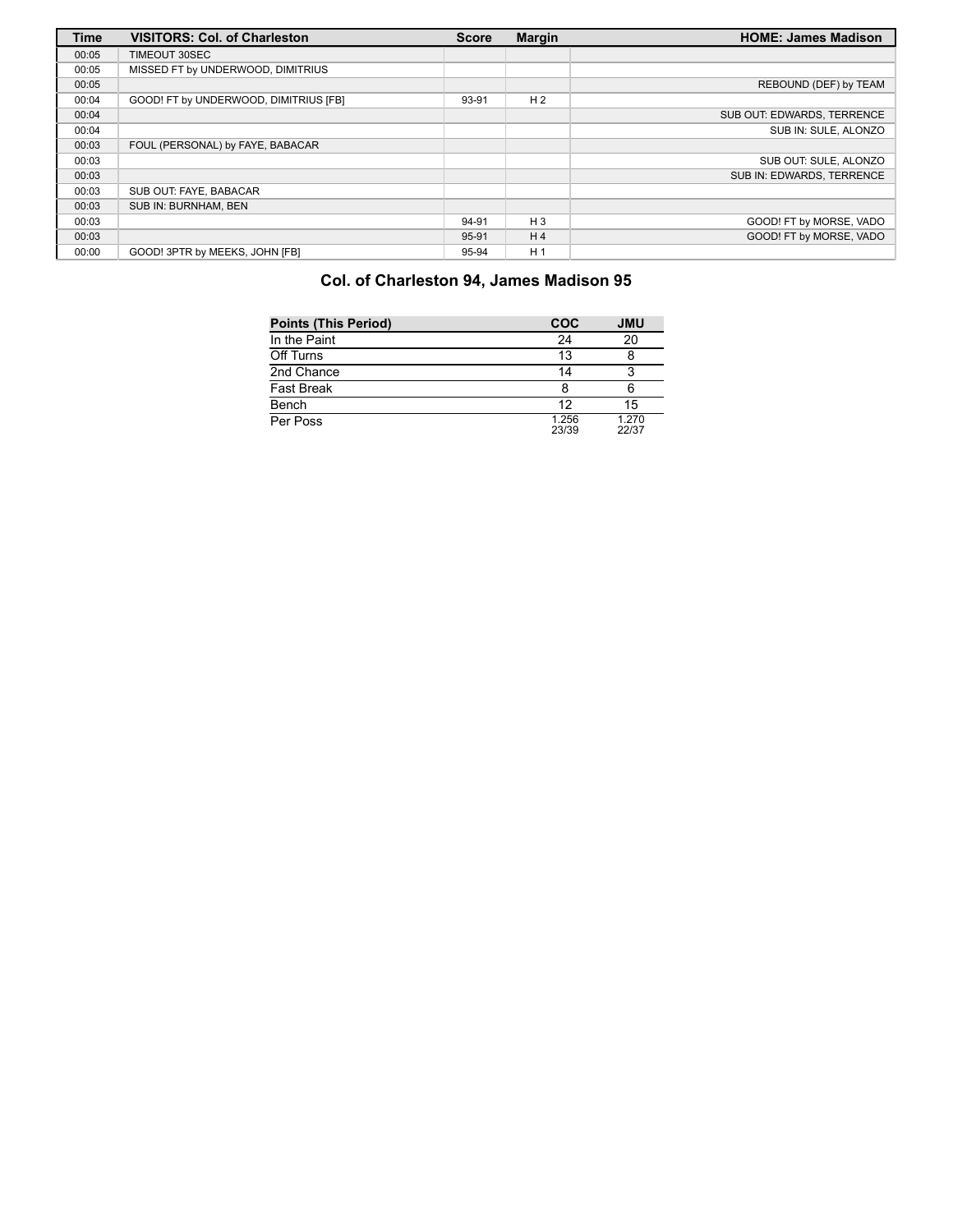| Time | VISITORS: Col. of Charleston | Score | Margin | HOME: James Madison |
|---|---|---|---|---|
| 00:05 | TIMEOUT 30SEC | | | |
| 00:05 | MISSED FT by UNDERWOOD, DIMITRIUS | | | |
| 00:05 | | | | REBOUND (DEF) by TEAM |
| 00:04 | GOOD! FT by UNDERWOOD, DIMITRIUS [FB] | 93-91 | H 2 | |
| 00:04 | | | | SUB OUT: EDWARDS, TERRENCE |
| 00:04 | | | | SUB IN: SULE, ALONZO |
| 00:03 | FOUL (PERSONAL) by FAYE, BABACAR | | | |
| 00:03 | | | | SUB OUT: SULE, ALONZO |
| 00:03 | | | | SUB IN: EDWARDS, TERRENCE |
| 00:03 | SUB OUT: FAYE, BABACAR | | | |
| 00:03 | SUB IN: BURNHAM, BEN | | | |
| 00:03 | | 94-91 | H 3 | GOOD! FT by MORSE, VADO |
| 00:03 | | 95-91 | H 4 | GOOD! FT by MORSE, VADO |
| 00:00 | GOOD! 3PTR by MEEKS, JOHN [FB] | 95-94 | H 1 | |

## Col. of Charleston 94, James Madison 95

| Points (This Period) | COC | JMU |
|---|---|---|
| In the Paint | 24 | 20 |
| Off Turns | 13 | 8 |
| 2nd Chance | 14 | 3 |
| Fast Break | 8 | 6 |
| Bench | 12 | 15 |
| Per Poss | 1.256 23/39 | 1.270 22/37 |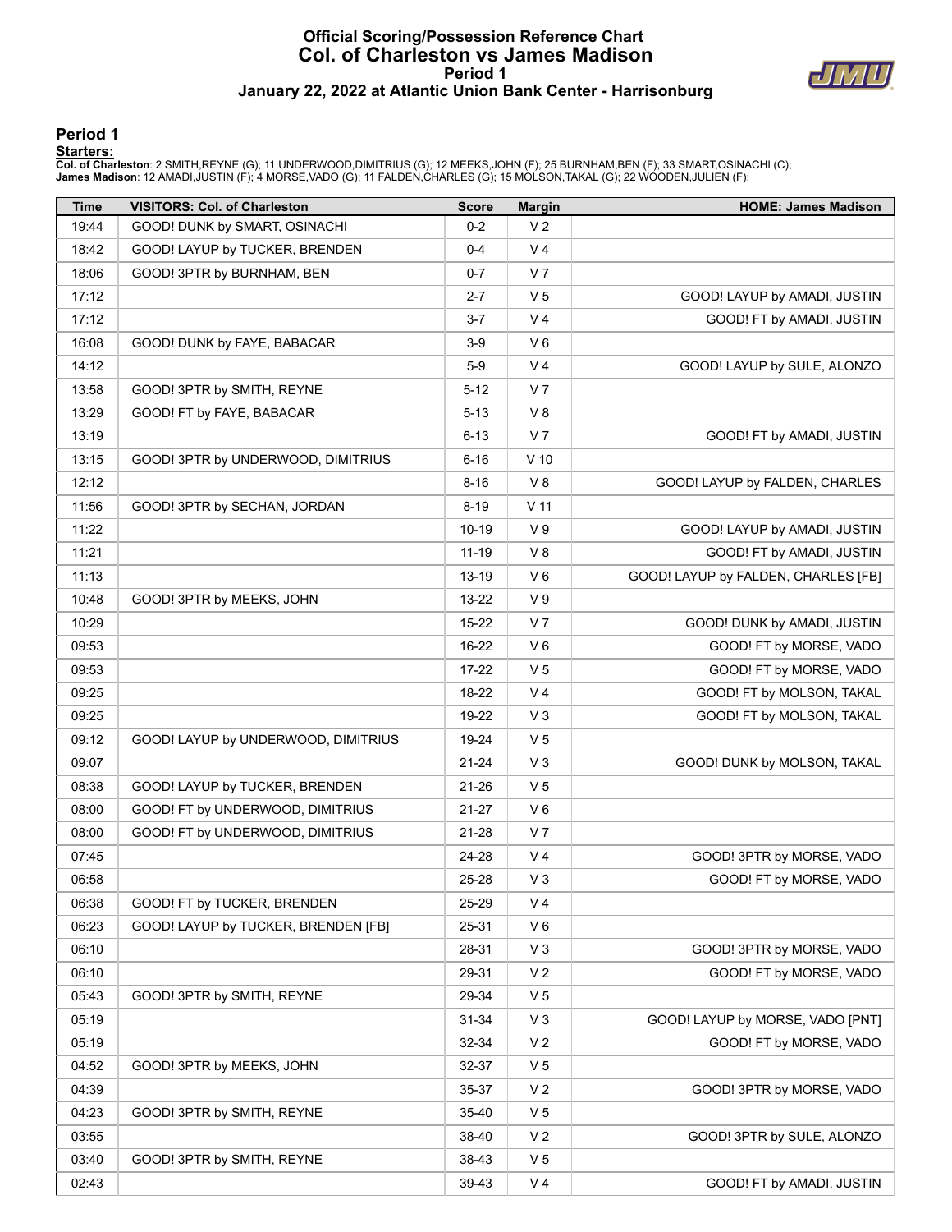# Official Scoring/Possession Reference Chart
## Col. of Charleston vs James Madison
### Period 1
### January 22, 2022 at Atlantic Union Bank Center - Harrisonburg

## Period 1

**Starters:**

**Col. of Charleston**: 2 SMITH,REYNE (G); 11 UNDERWOOD,DIMITRIUS (G); 12 MEEKS,JOHN (F); 25 BURNHAM,BEN (F); 33 SMART,OSINACHI (C);
**James Madison**: 12 AMADI,JUSTIN (F); 4 MORSE,VADO (G); 11 FALDEN,CHARLES (G); 15 MOLSON,TAKAL (G); 22 WOODEN,JULIEN (F);

| Time | VISITORS: Col. of Charleston | Score | Margin | HOME: James Madison |
|---|---|---|---|---|
| 19:44 | GOOD! DUNK by SMART, OSINACHI | 0-2 | V 2 | |
| 18:42 | GOOD! LAYUP by TUCKER, BRENDEN | 0-4 | V 4 | |
| 18:06 | GOOD! 3PTR by BURNHAM, BEN | 0-7 | V 7 | |
| 17:12 | | 2-7 | V 5 | GOOD! LAYUP by AMADI, JUSTIN |
| 17:12 | | 3-7 | V 4 | GOOD! FT by AMADI, JUSTIN |
| 16:08 | GOOD! DUNK by FAYE, BABACAR | 3-9 | V 6 | |
| 14:12 | | 5-9 | V 4 | GOOD! LAYUP by SULE, ALONZO |
| 13:58 | GOOD! 3PTR by SMITH, REYNE | 5-12 | V 7 | |
| 13:29 | GOOD! FT by FAYE, BABACAR | 5-13 | V 8 | |
| 13:19 | | 6-13 | V 7 | GOOD! FT by AMADI, JUSTIN |
| 13:15 | GOOD! 3PTR by UNDERWOOD, DIMITRIUS | 6-16 | V 10 | |
| 12:12 | | 8-16 | V 8 | GOOD! LAYUP by FALDEN, CHARLES |
| 11:56 | GOOD! 3PTR by SECHAN, JORDAN | 8-19 | V 11 | |
| 11:22 | | 10-19 | V 9 | GOOD! LAYUP by AMADI, JUSTIN |
| 11:21 | | 11-19 | V 8 | GOOD! FT by AMADI, JUSTIN |
| 11:13 | | 13-19 | V 6 | GOOD! LAYUP by FALDEN, CHARLES [FB] |
| 10:48 | GOOD! 3PTR by MEEKS, JOHN | 13-22 | V 9 | |
| 10:29 | | 15-22 | V 7 | GOOD! DUNK by AMADI, JUSTIN |
| 09:53 | | 16-22 | V 6 | GOOD! FT by MORSE, VADO |
| 09:53 | | 17-22 | V 5 | GOOD! FT by MORSE, VADO |
| 09:25 | | 18-22 | V 4 | GOOD! FT by MOLSON, TAKAL |
| 09:25 | | 19-22 | V 3 | GOOD! FT by MOLSON, TAKAL |
| 09:12 | GOOD! LAYUP by UNDERWOOD, DIMITRIUS | 19-24 | V 5 | |
| 09:07 | | 21-24 | V 3 | GOOD! DUNK by MOLSON, TAKAL |
| 08:38 | GOOD! LAYUP by TUCKER, BRENDEN | 21-26 | V 5 | |
| 08:00 | GOOD! FT by UNDERWOOD, DIMITRIUS | 21-27 | V 6 | |
| 08:00 | GOOD! FT by UNDERWOOD, DIMITRIUS | 21-28 | V 7 | |
| 07:45 | | 24-28 | V 4 | GOOD! 3PTR by MORSE, VADO |
| 06:58 | | 25-28 | V 3 | GOOD! FT by MORSE, VADO |
| 06:38 | GOOD! FT by TUCKER, BRENDEN | 25-29 | V 4 | |
| 06:23 | GOOD! LAYUP by TUCKER, BRENDEN [FB] | 25-31 | V 6 | |
| 06:10 | | 28-31 | V 3 | GOOD! 3PTR by MORSE, VADO |
| 06:10 | | 29-31 | V 2 | GOOD! FT by MORSE, VADO |
| 05:43 | GOOD! 3PTR by SMITH, REYNE | 29-34 | V 5 | |
| 05:19 | | 31-34 | V 3 | GOOD! LAYUP by MORSE, VADO [PNT] |
| 05:19 | | 32-34 | V 2 | GOOD! FT by MORSE, VADO |
| 04:52 | GOOD! 3PTR by MEEKS, JOHN | 32-37 | V 5 | |
| 04:39 | | 35-37 | V 2 | GOOD! 3PTR by MORSE, VADO |
| 04:23 | GOOD! 3PTR by SMITH, REYNE | 35-40 | V 5 | |
| 03:55 | | 38-40 | V 2 | GOOD! 3PTR by SULE, ALONZO |
| 03:40 | GOOD! 3PTR by SMITH, REYNE | 38-43 | V 5 | |
| 02:43 | | 39-43 | V 4 | GOOD! FT by AMADI, JUSTIN |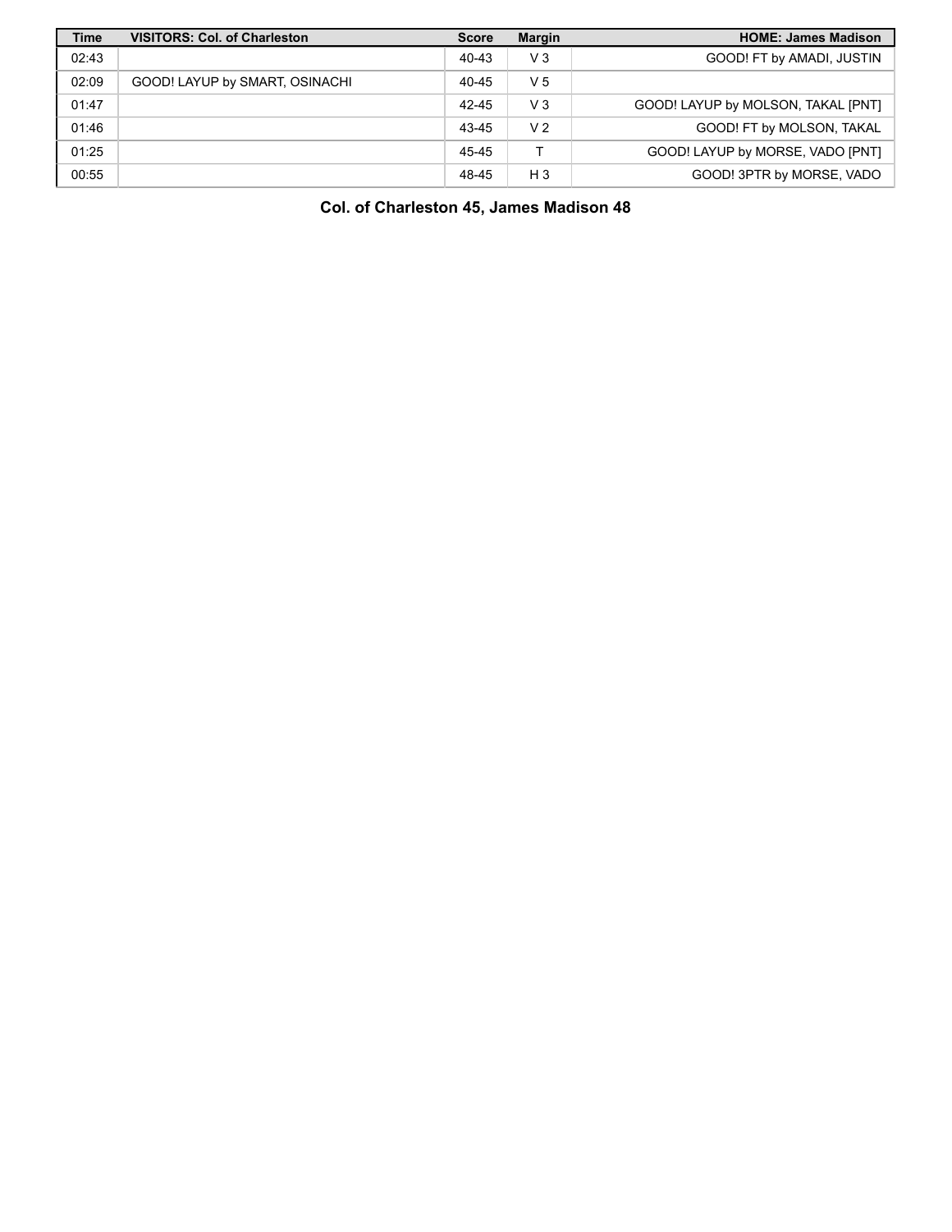| Time | VISITORS: Col. of Charleston | Score | Margin | HOME: James Madison |
| --- | --- | --- | --- | --- |
| 02:43 | | 40-43 | V 3 | GOOD! FT by AMADI, JUSTIN |
| 02:09 | GOOD! LAYUP by SMART, OSINACHI | 40-45 | V 5 | |
| 01:47 | | 42-45 | V 3 | GOOD! LAYUP by MOLSON, TAKAL [PNT] |
| 01:46 | | 43-45 | V 2 | GOOD! FT by MOLSON, TAKAL |
| 01:25 | | 45-45 | T | GOOD! LAYUP by MORSE, VADO [PNT] |
| 00:55 | | 48-45 | H 3 | GOOD! 3PTR by MORSE, VADO |

**Col. of Charleston 45, James Madison 48**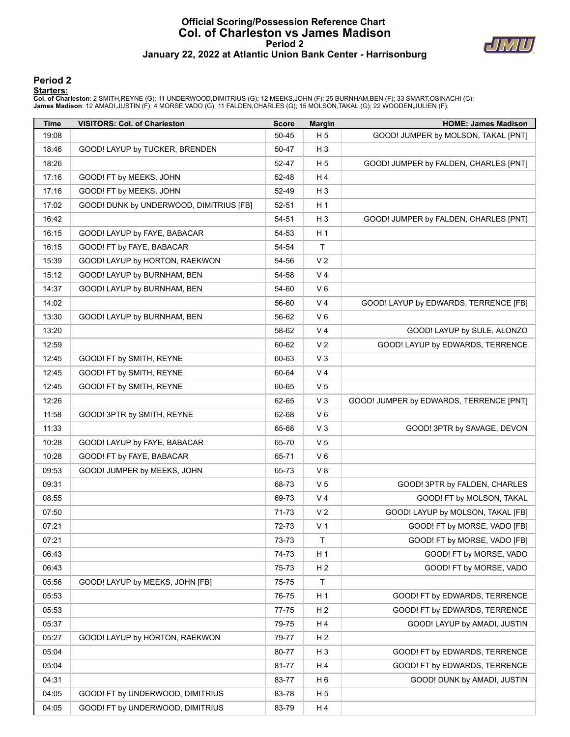# Official Scoring/Possession Reference Chart
# Col. of Charleston vs James Madison
## Period 2
### January 22, 2022 at Atlantic Union Bank Center - Harrisonburg

## Period 2

**Starters:**

**Col. of Charleston**: 2 SMITH,REYNE (G); 11 UNDERWOOD,DIMITRIUS (G); 12 MEEKS,JOHN (F); 25 BURNHAM,BEN (F); 33 SMART,OSINACHI (C);
**James Madison**: 12 AMADI,JUSTIN (F); 4 MORSE,VADO (G); 11 FALDEN,CHARLES (G); 15 MOLSON,TAKAL (G); 22 WOODEN,JULIEN (F);

| Time | VISITORS: Col. of Charleston | Score | Margin | HOME: James Madison |
|---|---|---|---|---|
| 19:08 | | 50-45 | H 5 | GOOD! JUMPER by MOLSON, TAKAL [PNT] |
| 18:46 | GOOD! LAYUP by TUCKER, BRENDEN | 50-47 | H 3 | |
| 18:26 | | 52-47 | H 5 | GOOD! JUMPER by FALDEN, CHARLES [PNT] |
| 17:16 | GOOD! FT by MEEKS, JOHN | 52-48 | H 4 | |
| 17:16 | GOOD! FT by MEEKS, JOHN | 52-49 | H 3 | |
| 17:02 | GOOD! DUNK by UNDERWOOD, DIMITRIUS [FB] | 52-51 | H 1 | |
| 16:42 | | 54-51 | H 3 | GOOD! JUMPER by FALDEN, CHARLES [PNT] |
| 16:15 | GOOD! LAYUP by FAYE, BABACAR | 54-53 | H 1 | |
| 16:15 | GOOD! FT by FAYE, BABACAR | 54-54 | T | |
| 15:39 | GOOD! LAYUP by HORTON, RAEKWON | 54-56 | V 2 | |
| 15:12 | GOOD! LAYUP by BURNHAM, BEN | 54-58 | V 4 | |
| 14:37 | GOOD! LAYUP by BURNHAM, BEN | 54-60 | V 6 | |
| 14:02 | | 56-60 | V 4 | GOOD! LAYUP by EDWARDS, TERRENCE [FB] |
| 13:30 | GOOD! LAYUP by BURNHAM, BEN | 56-62 | V 6 | |
| 13:20 | | 58-62 | V 4 | GOOD! LAYUP by SULE, ALONZO |
| 12:59 | | 60-62 | V 2 | GOOD! LAYUP by EDWARDS, TERRENCE |
| 12:45 | GOOD! FT by SMITH, REYNE | 60-63 | V 3 | |
| 12:45 | GOOD! FT by SMITH, REYNE | 60-64 | V 4 | |
| 12:45 | GOOD! FT by SMITH, REYNE | 60-65 | V 5 | |
| 12:26 | | 62-65 | V 3 | GOOD! JUMPER by EDWARDS, TERRENCE [PNT] |
| 11:58 | GOOD! 3PTR by SMITH, REYNE | 62-68 | V 6 | |
| 11:33 | | 65-68 | V 3 | GOOD! 3PTR by SAVAGE, DEVON |
| 10:28 | GOOD! LAYUP by FAYE, BABACAR | 65-70 | V 5 | |
| 10:28 | GOOD! FT by FAYE, BABACAR | 65-71 | V 6 | |
| 09:53 | GOOD! JUMPER by MEEKS, JOHN | 65-73 | V 8 | |
| 09:31 | | 68-73 | V 5 | GOOD! 3PTR by FALDEN, CHARLES |
| 08:55 | | 69-73 | V 4 | GOOD! FT by MOLSON, TAKAL |
| 07:50 | | 71-73 | V 2 | GOOD! LAYUP by MOLSON, TAKAL [FB] |
| 07:21 | | 72-73 | V 1 | GOOD! FT by MORSE, VADO [FB] |
| 07:21 | | 73-73 | T | GOOD! FT by MORSE, VADO [FB] |
| 06:43 | | 74-73 | H 1 | GOOD! FT by MORSE, VADO |
| 06:43 | | 75-73 | H 2 | GOOD! FT by MORSE, VADO |
| 05:56 | GOOD! LAYUP by MEEKS, JOHN [FB] | 75-75 | T | |
| 05:53 | | 76-75 | H 1 | GOOD! FT by EDWARDS, TERRENCE |
| 05:53 | | 77-75 | H 2 | GOOD! FT by EDWARDS, TERRENCE |
| 05:37 | | 79-75 | H 4 | GOOD! LAYUP by AMADI, JUSTIN |
| 05:27 | GOOD! LAYUP by HORTON, RAEKWON | 79-77 | H 2 | |
| 05:04 | | 80-77 | H 3 | GOOD! FT by EDWARDS, TERRENCE |
| 05:04 | | 81-77 | H 4 | GOOD! FT by EDWARDS, TERRENCE |
| 04:31 | | 83-77 | H 6 | GOOD! DUNK by AMADI, JUSTIN |
| 04:05 | GOOD! FT by UNDERWOOD, DIMITRIUS | 83-78 | H 5 | |
| 04:05 | GOOD! FT by UNDERWOOD, DIMITRIUS | 83-79 | H 4 | |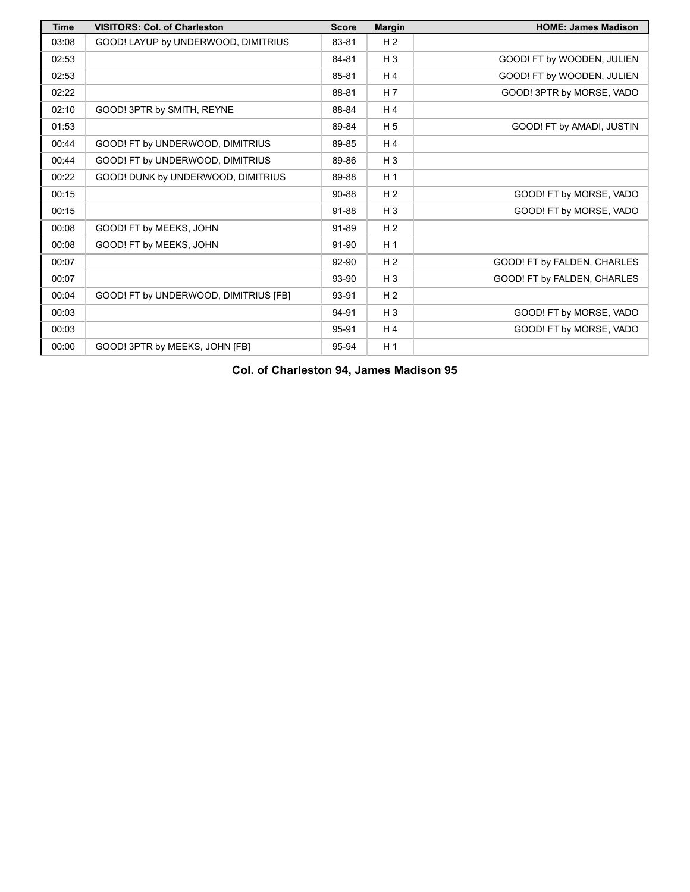| Time | VISITORS: Col. of Charleston | Score | Margin | HOME: James Madison |
| --- | --- | --- | --- | --- |
| 03:08 | GOOD! LAYUP by UNDERWOOD, DIMITRIUS | 83-81 | H 2 | |
| 02:53 | | 84-81 | H 3 | GOOD! FT by WOODEN, JULIEN |
| 02:53 | | 85-81 | H 4 | GOOD! FT by WOODEN, JULIEN |
| 02:22 | | 88-81 | H 7 | GOOD! 3PTR by MORSE, VADO |
| 02:10 | GOOD! 3PTR by SMITH, REYNE | 88-84 | H 4 | |
| 01:53 | | 89-84 | H 5 | GOOD! FT by AMADI, JUSTIN |
| 00:44 | GOOD! FT by UNDERWOOD, DIMITRIUS | 89-85 | H 4 | |
| 00:44 | GOOD! FT by UNDERWOOD, DIMITRIUS | 89-86 | H 3 | |
| 00:22 | GOOD! DUNK by UNDERWOOD, DIMITRIUS | 89-88 | H 1 | |
| 00:15 | | 90-88 | H 2 | GOOD! FT by MORSE, VADO |
| 00:15 | | 91-88 | H 3 | GOOD! FT by MORSE, VADO |
| 00:08 | GOOD! FT by MEEKS, JOHN | 91-89 | H 2 | |
| 00:08 | GOOD! FT by MEEKS, JOHN | 91-90 | H 1 | |
| 00:07 | | 92-90 | H 2 | GOOD! FT by FALDEN, CHARLES |
| 00:07 | | 93-90 | H 3 | GOOD! FT by FALDEN, CHARLES |
| 00:04 | GOOD! FT by UNDERWOOD, DIMITRIUS [FB] | 93-91 | H 2 | |
| 00:03 | | 94-91 | H 3 | GOOD! FT by MORSE, VADO |
| 00:03 | | 95-91 | H 4 | GOOD! FT by MORSE, VADO |
| 00:00 | GOOD! 3PTR by MEEKS, JOHN [FB] | 95-94 | H 1 | |

**Col. of Charleston 94, James Madison 95**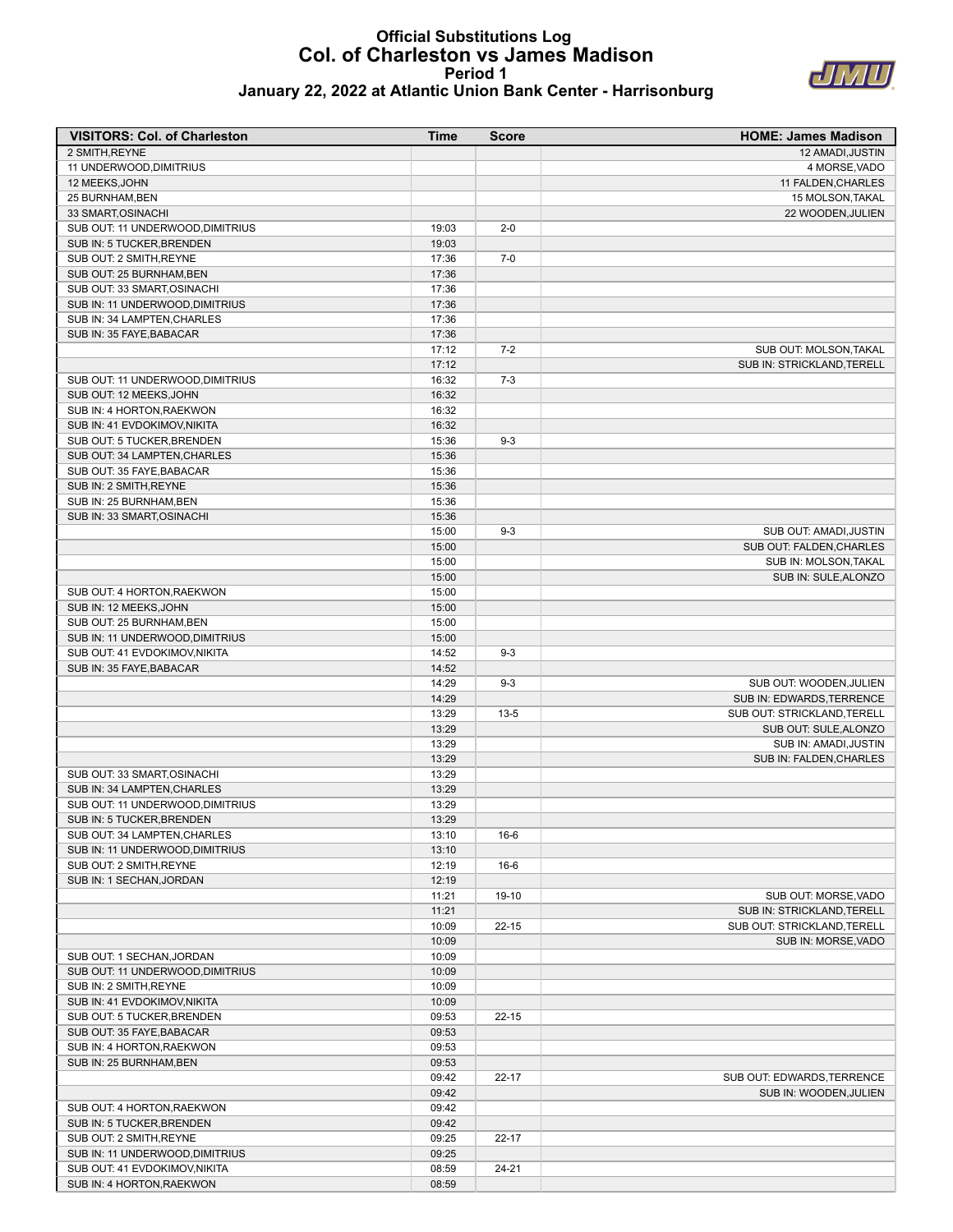# Official Substitutions Log
## Col. of Charleston vs James Madison
### Period 1
### January 22, 2022 at Atlantic Union Bank Center - Harrisonburg

| VISITORS: Col. of Charleston | Time | Score | HOME: James Madison |
|---|---|---|---|
| 2 SMITH,REYNE | | | 12 AMADI,JUSTIN |
| 11 UNDERWOOD,DIMITRIUS | | | 4 MORSE,VADO |
| 12 MEEKS,JOHN | | | 11 FALDEN,CHARLES |
| 25 BURNHAM,BEN | | | 15 MOLSON,TAKAL |
| 33 SMART,OSINACHI | | | 22 WOODEN,JULIEN |
| SUB OUT: 11 UNDERWOOD,DIMITRIUS | 19:03 | 2-0 | |
| SUB IN: 5 TUCKER,BRENDEN | 19:03 | | |
| SUB OUT: 2 SMITH,REYNE | 17:36 | 7-0 | |
| SUB OUT: 25 BURNHAM,BEN | 17:36 | | |
| SUB OUT: 33 SMART,OSINACHI | 17:36 | | |
| SUB IN: 11 UNDERWOOD,DIMITRIUS | 17:36 | | |
| SUB IN: 34 LAMPTEN,CHARLES | 17:36 | | |
| SUB IN: 35 FAYE,BABACAR | 17:36 | | |
| | 17:12 | 7-2 | SUB OUT: MOLSON,TAKAL |
| | 17:12 | | SUB IN: STRICKLAND,TERELL |
| SUB OUT: 11 UNDERWOOD,DIMITRIUS | 16:32 | 7-3 | |
| SUB OUT: 12 MEEKS,JOHN | 16:32 | | |
| SUB IN: 4 HORTON,RAEKWON | 16:32 | | |
| SUB IN: 41 EVDOKIMOV,NIKITA | 16:32 | | |
| SUB OUT: 5 TUCKER,BRENDEN | 15:36 | 9-3 | |
| SUB OUT: 34 LAMPTEN,CHARLES | 15:36 | | |
| SUB OUT: 35 FAYE,BABACAR | 15:36 | | |
| SUB IN: 2 SMITH,REYNE | 15:36 | | |
| SUB IN: 25 BURNHAM,BEN | 15:36 | | |
| SUB IN: 33 SMART,OSINACHI | 15:36 | | |
| | 15:00 | 9-3 | SUB OUT: AMADI,JUSTIN |
| | 15:00 | | SUB OUT: FALDEN,CHARLES |
| | 15:00 | | SUB IN: MOLSON,TAKAL |
| | 15:00 | | SUB IN: SULE,ALONZO |
| SUB OUT: 4 HORTON,RAEKWON | 15:00 | | |
| SUB IN: 12 MEEKS,JOHN | 15:00 | | |
| SUB OUT: 25 BURNHAM,BEN | 15:00 | | |
| SUB IN: 11 UNDERWOOD,DIMITRIUS | 15:00 | | |
| SUB OUT: 41 EVDOKIMOV,NIKITA | 14:52 | 9-3 | |
| SUB IN: 35 FAYE,BABACAR | 14:52 | | |
| | 14:29 | 9-3 | SUB OUT: WOODEN,JULIEN |
| | 14:29 | | SUB IN: EDWARDS,TERRENCE |
| | 13:29 | 13-5 | SUB OUT: STRICKLAND,TERELL |
| | 13:29 | | SUB OUT: SULE,ALONZO |
| | 13:29 | | SUB IN: AMADI,JUSTIN |
| | 13:29 | | SUB IN: FALDEN,CHARLES |
| SUB OUT: 33 SMART,OSINACHI | 13:29 | | |
| SUB IN: 34 LAMPTEN,CHARLES | 13:29 | | |
| SUB OUT: 11 UNDERWOOD,DIMITRIUS | 13:29 | | |
| SUB IN: 5 TUCKER,BRENDEN | 13:29 | | |
| SUB OUT: 34 LAMPTEN,CHARLES | 13:10 | 16-6 | |
| SUB IN: 11 UNDERWOOD,DIMITRIUS | 13:10 | | |
| SUB OUT: 2 SMITH,REYNE | 12:19 | 16-6 | |
| SUB IN: 1 SECHAN,JORDAN | 12:19 | | |
| | 11:21 | 19-10 | SUB OUT: MORSE,VADO |
| | 11:21 | | SUB IN: STRICKLAND,TERELL |
| | 10:09 | 22-15 | SUB OUT: STRICKLAND,TERELL |
| | 10:09 | | SUB IN: MORSE,VADO |
| SUB OUT: 1 SECHAN,JORDAN | 10:09 | | |
| SUB OUT: 11 UNDERWOOD,DIMITRIUS | 10:09 | | |
| SUB IN: 2 SMITH,REYNE | 10:09 | | |
| SUB IN: 41 EVDOKIMOV,NIKITA | 10:09 | | |
| SUB OUT: 5 TUCKER,BRENDEN | 09:53 | 22-15 | |
| SUB OUT: 35 FAYE,BABACAR | 09:53 | | |
| SUB IN: 4 HORTON,RAEKWON | 09:53 | | |
| SUB IN: 25 BURNHAM,BEN | 09:53 | | |
| | 09:42 | 22-17 | SUB OUT: EDWARDS,TERRENCE |
| | 09:42 | | SUB IN: WOODEN,JULIEN |
| SUB OUT: 4 HORTON,RAEKWON | 09:42 | | |
| SUB IN: 5 TUCKER,BRENDEN | 09:42 | | |
| SUB OUT: 2 SMITH,REYNE | 09:25 | 22-17 | |
| SUB IN: 11 UNDERWOOD,DIMITRIUS | 09:25 | | |
| SUB OUT: 41 EVDOKIMOV,NIKITA | 08:59 | 24-21 | |
| SUB IN: 4 HORTON,RAEKWON | 08:59 | | |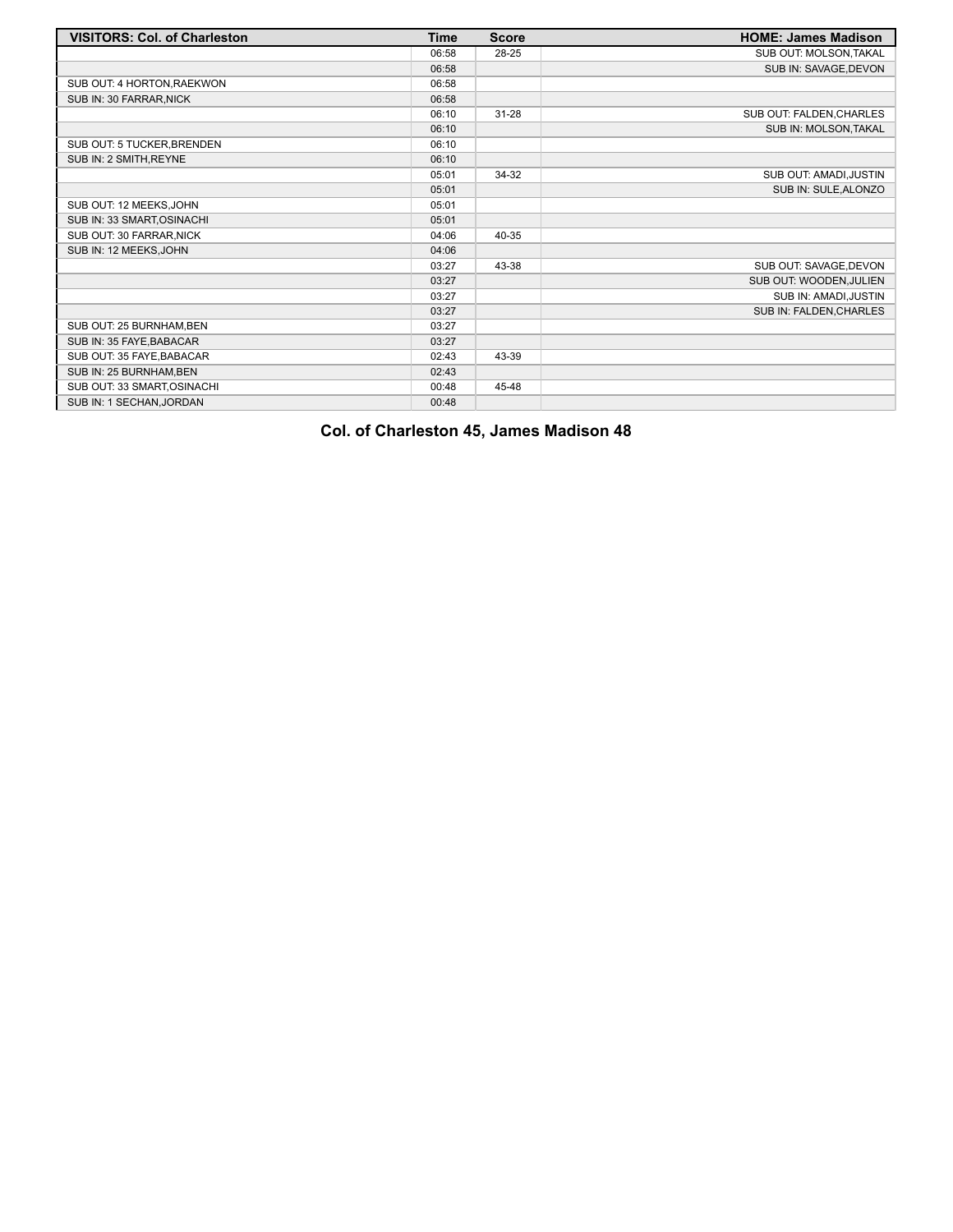| VISITORS: Col. of Charleston | Time | Score | HOME: James Madison |
|---|---|---|---|
| | 06:58 | 28-25 | SUB OUT: MOLSON,TAKAL |
| | 06:58 | | SUB IN: SAVAGE,DEVON |
| SUB OUT: 4 HORTON,RAEKWON | 06:58 | | |
| SUB IN: 30 FARRAR,NICK | 06:58 | | |
| | 06:10 | 31-28 | SUB OUT: FALDEN,CHARLES |
| | 06:10 | | SUB IN: MOLSON,TAKAL |
| SUB OUT: 5 TUCKER,BRENDEN | 06:10 | | |
| SUB IN: 2 SMITH,REYNE | 06:10 | | |
| | 05:01 | 34-32 | SUB OUT: AMADI,JUSTIN |
| | 05:01 | | SUB IN: SULE,ALONZO |
| SUB OUT: 12 MEEKS,JOHN | 05:01 | | |
| SUB IN: 33 SMART,OSINACHI | 05:01 | | |
| SUB OUT: 30 FARRAR,NICK | 04:06 | 40-35 | |
| SUB IN: 12 MEEKS,JOHN | 04:06 | | |
| | 03:27 | 43-38 | SUB OUT: SAVAGE,DEVON |
| | 03:27 | | SUB OUT: WOODEN,JULIEN |
| | 03:27 | | SUB IN: AMADI,JUSTIN |
| | 03:27 | | SUB IN: FALDEN,CHARLES |
| SUB OUT: 25 BURNHAM,BEN | 03:27 | | |
| SUB IN: 35 FAYE,BABACAR | 03:27 | | |
| SUB OUT: 35 FAYE,BABACAR | 02:43 | 43-39 | |
| SUB IN: 25 BURNHAM,BEN | 02:43 | | |
| SUB OUT: 33 SMART,OSINACHI | 00:48 | 45-48 | |
| SUB IN: 1 SECHAN,JORDAN | 00:48 | | |

**Col. of Charleston 45, James Madison 48**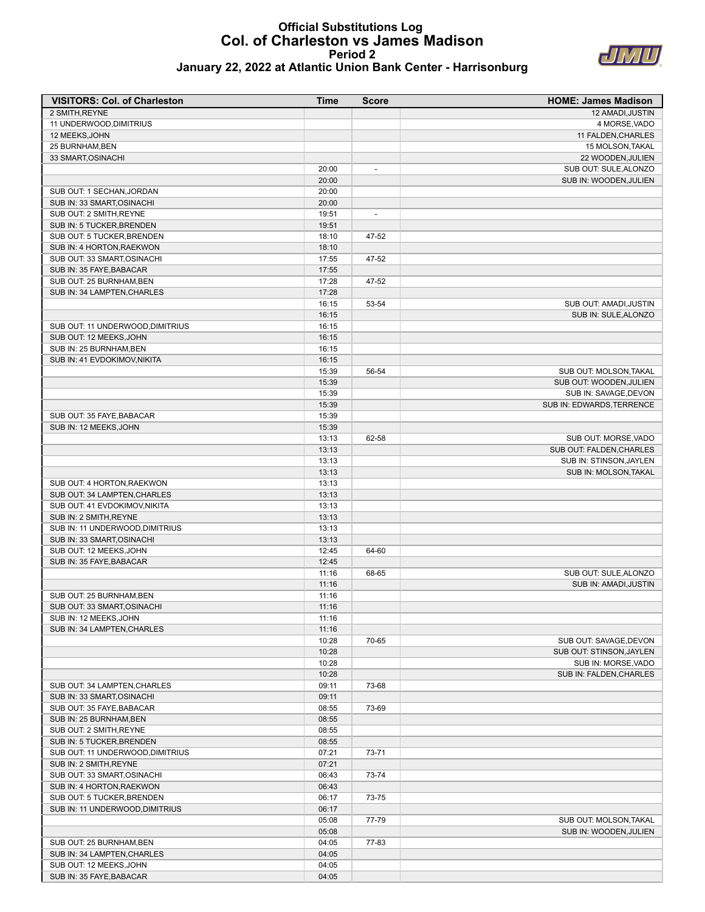# Official Substitutions Log
## Col. of Charleston vs James Madison
### Period 2
### January 22, 2022 at Atlantic Union Bank Center - Harrisonburg

| VISITORS: Col. of Charleston | Time | Score | HOME: James Madison |
|---|---|---|---|
| 2 SMITH,REYNE | | | 12 AMADI,JUSTIN |
| 11 UNDERWOOD,DIMITRIUS | | | 4 MORSE,VADO |
| 12 MEEKS,JOHN | | | 11 FALDEN,CHARLES |
| 25 BURNHAM,BEN | | | 15 MOLSON,TAKAL |
| 33 SMART,OSINACHI | | | 22 WOODEN,JULIEN |
| | 20:00 | - | SUB OUT: SULE,ALONZO |
| | 20:00 | | SUB IN: WOODEN,JULIEN |
| SUB OUT: 1 SECHAN,JORDAN | 20:00 | | |
| SUB IN: 33 SMART,OSINACHI | 20:00 | | |
| SUB OUT: 2 SMITH,REYNE | 19:51 | - | |
| SUB IN: 5 TUCKER,BRENDEN | 19:51 | | |
| SUB OUT: 5 TUCKER,BRENDEN | 18:10 | 47-52 | |
| SUB IN: 4 HORTON,RAEKWON | 18:10 | | |
| SUB OUT: 33 SMART,OSINACHI | 17:55 | 47-52 | |
| SUB IN: 35 FAYE,BABACAR | 17:55 | | |
| SUB OUT: 25 BURNHAM,BEN | 17:28 | 47-52 | |
| SUB IN: 34 LAMPTEN,CHARLES | 17:28 | | |
| | 16:15 | 53-54 | SUB OUT: AMADI,JUSTIN |
| | 16:15 | | SUB IN: SULE,ALONZO |
| SUB OUT: 11 UNDERWOOD,DIMITRIUS | 16:15 | | |
| SUB OUT: 12 MEEKS,JOHN | 16:15 | | |
| SUB IN: 25 BURNHAM,BEN | 16:15 | | |
| SUB IN: 41 EVDOKIMOV,NIKITA | 16:15 | | |
| | 15:39 | 56-54 | SUB OUT: MOLSON,TAKAL |
| | 15:39 | | SUB OUT: WOODEN,JULIEN |
| | 15:39 | | SUB IN: SAVAGE,DEVON |
| | 15:39 | | SUB IN: EDWARDS,TERRENCE |
| SUB OUT: 35 FAYE,BABACAR | 15:39 | | |
| SUB IN: 12 MEEKS,JOHN | 15:39 | | |
| | 13:13 | 62-58 | SUB OUT: MORSE,VADO |
| | 13:13 | | SUB OUT: FALDEN,CHARLES |
| | 13:13 | | SUB IN: STINSON,JAYLEN |
| | 13:13 | | SUB IN: MOLSON,TAKAL |
| SUB OUT: 4 HORTON,RAEKWON | 13:13 | | |
| SUB OUT: 34 LAMPTEN,CHARLES | 13:13 | | |
| SUB OUT: 41 EVDOKIMOV,NIKITA | 13:13 | | |
| SUB IN: 2 SMITH,REYNE | 13:13 | | |
| SUB IN: 11 UNDERWOOD,DIMITRIUS | 13:13 | | |
| SUB IN: 33 SMART,OSINACHI | 13:13 | | |
| SUB OUT: 12 MEEKS,JOHN | 12:45 | 64-60 | |
| SUB IN: 35 FAYE,BABACAR | 12:45 | | |
| | 11:16 | 68-65 | SUB OUT: SULE,ALONZO |
| | 11:16 | | SUB IN: AMADI,JUSTIN |
| SUB OUT: 25 BURNHAM,BEN | 11:16 | | |
| SUB OUT: 33 SMART,OSINACHI | 11:16 | | |
| SUB IN: 12 MEEKS,JOHN | 11:16 | | |
| SUB IN: 34 LAMPTEN,CHARLES | 11:16 | | |
| | 10:28 | 70-65 | SUB OUT: SAVAGE,DEVON |
| | 10:28 | | SUB OUT: STINSON,JAYLEN |
| | 10:28 | | SUB IN: MORSE,VADO |
| | 10:28 | | SUB IN: FALDEN,CHARLES |
| SUB OUT: 34 LAMPTEN,CHARLES | 09:11 | 73-68 | |
| SUB IN: 33 SMART,OSINACHI | 09:11 | | |
| SUB OUT: 35 FAYE,BABACAR | 08:55 | 73-69 | |
| SUB IN: 25 BURNHAM,BEN | 08:55 | | |
| SUB OUT: 2 SMITH,REYNE | 08:55 | | |
| SUB IN: 5 TUCKER,BRENDEN | 08:55 | | |
| SUB OUT: 11 UNDERWOOD,DIMITRIUS | 07:21 | 73-71 | |
| SUB IN: 2 SMITH,REYNE | 07:21 | | |
| SUB OUT: 33 SMART,OSINACHI | 06:43 | 73-74 | |
| SUB IN: 4 HORTON,RAEKWON | 06:43 | | |
| SUB OUT: 5 TUCKER,BRENDEN | 06:17 | 73-75 | |
| SUB IN: 11 UNDERWOOD,DIMITRIUS | 06:17 | | |
| | 05:08 | 77-79 | SUB OUT: MOLSON,TAKAL |
| | 05:08 | | SUB IN: WOODEN,JULIEN |
| SUB OUT: 25 BURNHAM,BEN | 04:05 | 77-83 | |
| SUB IN: 34 LAMPTEN,CHARLES | 04:05 | | |
| SUB OUT: 12 MEEKS,JOHN | 04:05 | | |
| SUB IN: 35 FAYE,BABACAR | 04:05 | | |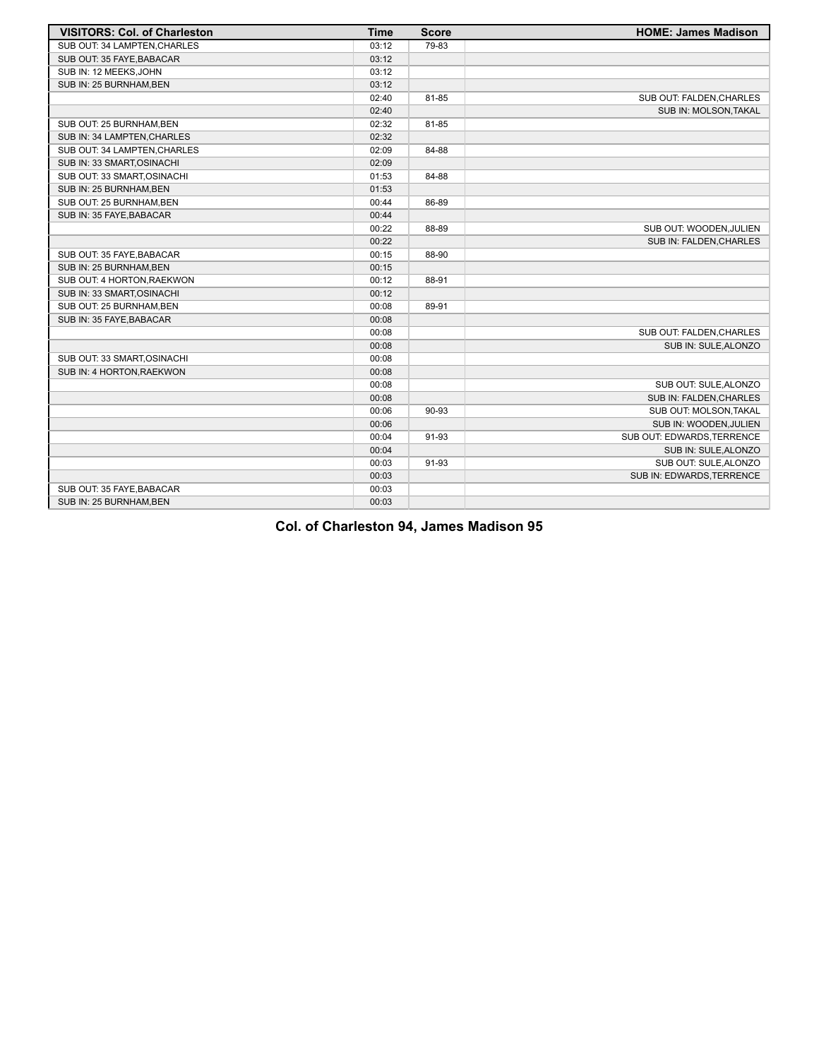| VISITORS: Col. of Charleston | Time | Score | HOME: James Madison |
|---|---|---|---|
| SUB OUT: 34 LAMPTEN,CHARLES | 03:12 | 79-83 | |
| SUB OUT: 35 FAYE,BABACAR | 03:12 | | |
| SUB IN: 12 MEEKS,JOHN | 03:12 | | |
| SUB IN: 25 BURNHAM,BEN | 03:12 | | |
| | 02:40 | 81-85 | SUB OUT: FALDEN,CHARLES |
| | 02:40 | | SUB IN: MOLSON,TAKAL |
| SUB OUT: 25 BURNHAM,BEN | 02:32 | 81-85 | |
| SUB IN: 34 LAMPTEN,CHARLES | 02:32 | | |
| SUB OUT: 34 LAMPTEN,CHARLES | 02:09 | 84-88 | |
| SUB IN: 33 SMART,OSINACHI | 02:09 | | |
| SUB OUT: 33 SMART,OSINACHI | 01:53 | 84-88 | |
| SUB IN: 25 BURNHAM,BEN | 01:53 | | |
| SUB OUT: 25 BURNHAM,BEN | 00:44 | 86-89 | |
| SUB IN: 35 FAYE,BABACAR | 00:44 | | |
| | 00:22 | 88-89 | SUB OUT: WOODEN,JULIEN |
| | 00:22 | | SUB IN: FALDEN,CHARLES |
| SUB OUT: 35 FAYE,BABACAR | 00:15 | 88-90 | |
| SUB IN: 25 BURNHAM,BEN | 00:15 | | |
| SUB OUT: 4 HORTON,RAEKWON | 00:12 | 88-91 | |
| SUB IN: 33 SMART,OSINACHI | 00:12 | | |
| SUB OUT: 25 BURNHAM,BEN | 00:08 | 89-91 | |
| SUB IN: 35 FAYE,BABACAR | 00:08 | | |
| | 00:08 | | SUB OUT: FALDEN,CHARLES |
| | 00:08 | | SUB IN: SULE,ALONZO |
| SUB OUT: 33 SMART,OSINACHI | 00:08 | | |
| SUB IN: 4 HORTON,RAEKWON | 00:08 | | |
| | 00:08 | | SUB OUT: SULE,ALONZO |
| | 00:08 | | SUB IN: FALDEN,CHARLES |
| | 00:06 | 90-93 | SUB OUT: MOLSON,TAKAL |
| | 00:06 | | SUB IN: WOODEN,JULIEN |
| | 00:04 | 91-93 | SUB OUT: EDWARDS,TERRENCE |
| | 00:04 | | SUB IN: SULE,ALONZO |
| | 00:03 | 91-93 | SUB OUT: SULE,ALONZO |
| | 00:03 | | SUB IN: EDWARDS,TERRENCE |
| SUB OUT: 35 FAYE,BABACAR | 00:03 | | |
| SUB IN: 25 BURNHAM,BEN | 00:03 | | |

**Col. of Charleston 94, James Madison 95**